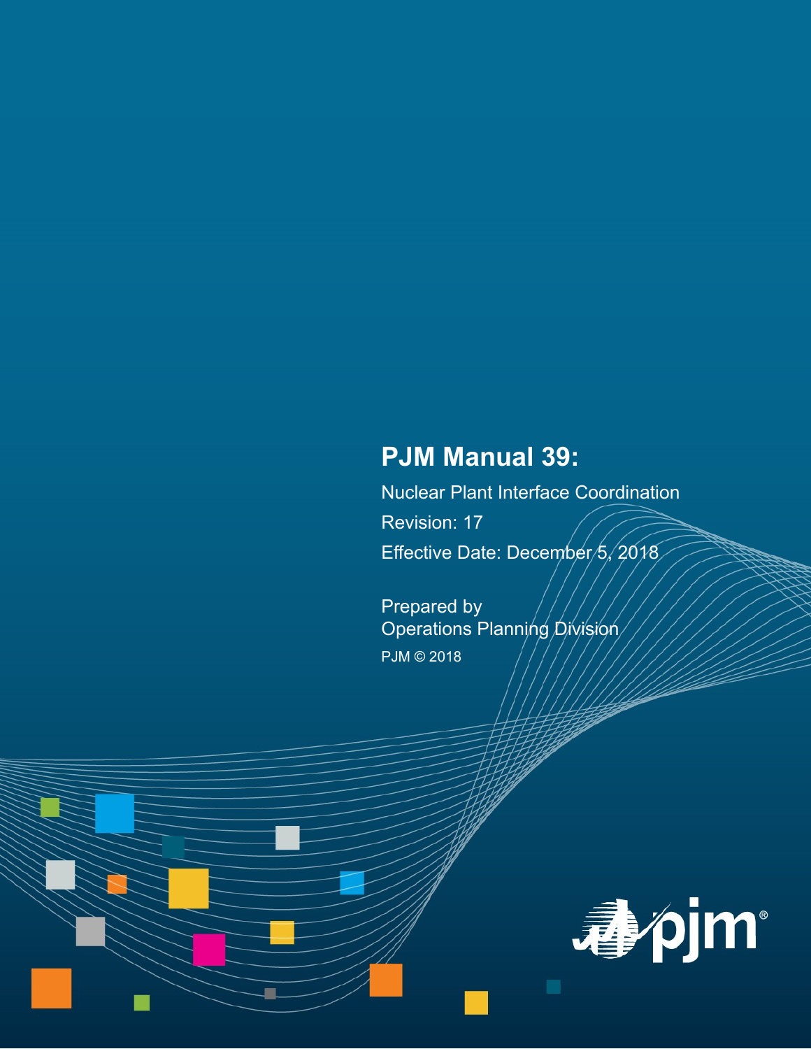# PJM Manual 39:

Nuclear Plant Interface Coordination

Revision: 17

Effective Date: December 5, 2018

Prepared by
Operations Planning Division

PJM © 2018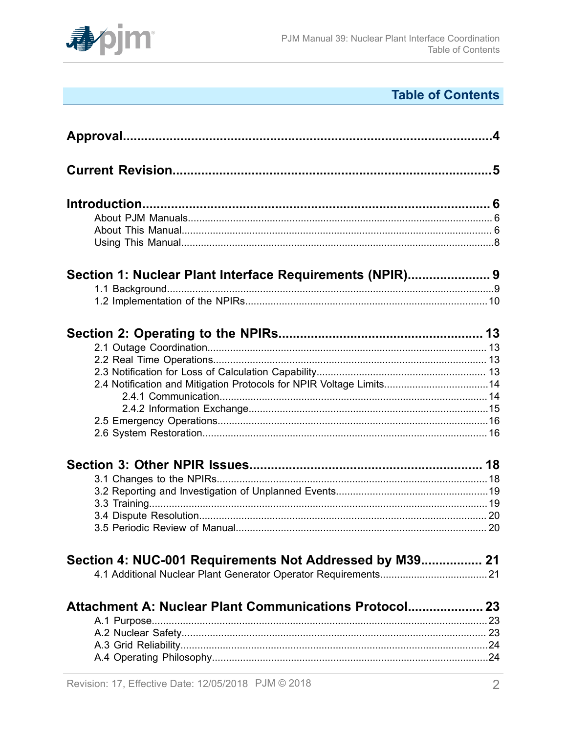# Table of Contents

**Approval** ... 4

**Current Revision** ... 5

**Introduction** ... 6
- About PJM Manuals ... 6
- About This Manual ... 6
- Using This Manual ... 8

**Section 1: Nuclear Plant Interface Requirements (NPIR)** ... 9
- 1.1 Background ... 9
- 1.2 Implementation of the NPIRs ... 10

**Section 2: Operating to the NPIRs** ... 13
- 2.1 Outage Coordination ... 13
- 2.2 Real Time Operations ... 13
- 2.3 Notification for Loss of Calculation Capability ... 13
- 2.4 Notification and Mitigation Protocols for NPIR Voltage Limits ... 14
  - 2.4.1 Communication ... 14
  - 2.4.2 Information Exchange ... 15
- 2.5 Emergency Operations ... 16
- 2.6 System Restoration ... 16

**Section 3: Other NPIR Issues** ... 18
- 3.1 Changes to the NPIRs ... 18
- 3.2 Reporting and Investigation of Unplanned Events ... 19
- 3.3 Training ... 19
- 3.4 Dispute Resolution ... 20
- 3.5 Periodic Review of Manual ... 20

**Section 4: NUC-001 Requirements Not Addressed by M39** ... 21
- 4.1 Additional Nuclear Plant Generator Operator Requirements ... 21

**Attachment A: Nuclear Plant Communications Protocol** ... 23
- A.1 Purpose ... 23
- A.2 Nuclear Safety ... 23
- A.3 Grid Reliability ... 24
- A.4 Operating Philosophy ... 24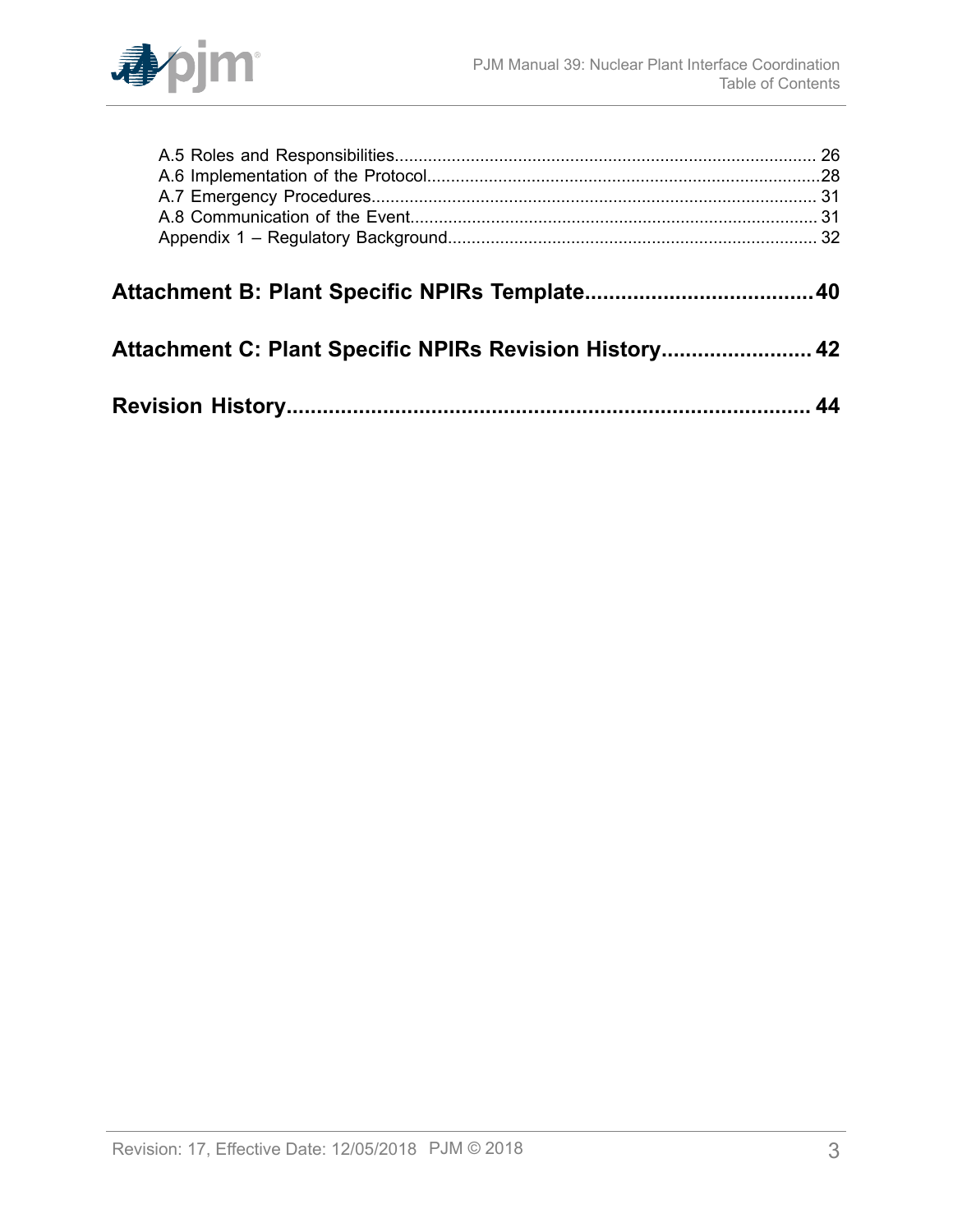A.5 Roles and Responsibilities........................................................................................ 26
A.6 Implementation of the Protocol...................................................................................28
A.7 Emergency Procedures............................................................................................. 31
A.8 Communication of the Event..................................................................................... 31
Appendix 1 – Regulatory Background............................................................................. 32

**Attachment B: Plant Specific NPIRs Template......................................40**

**Attachment C: Plant Specific NPIRs Revision History.........................42**

**Revision History.......................................................................................44**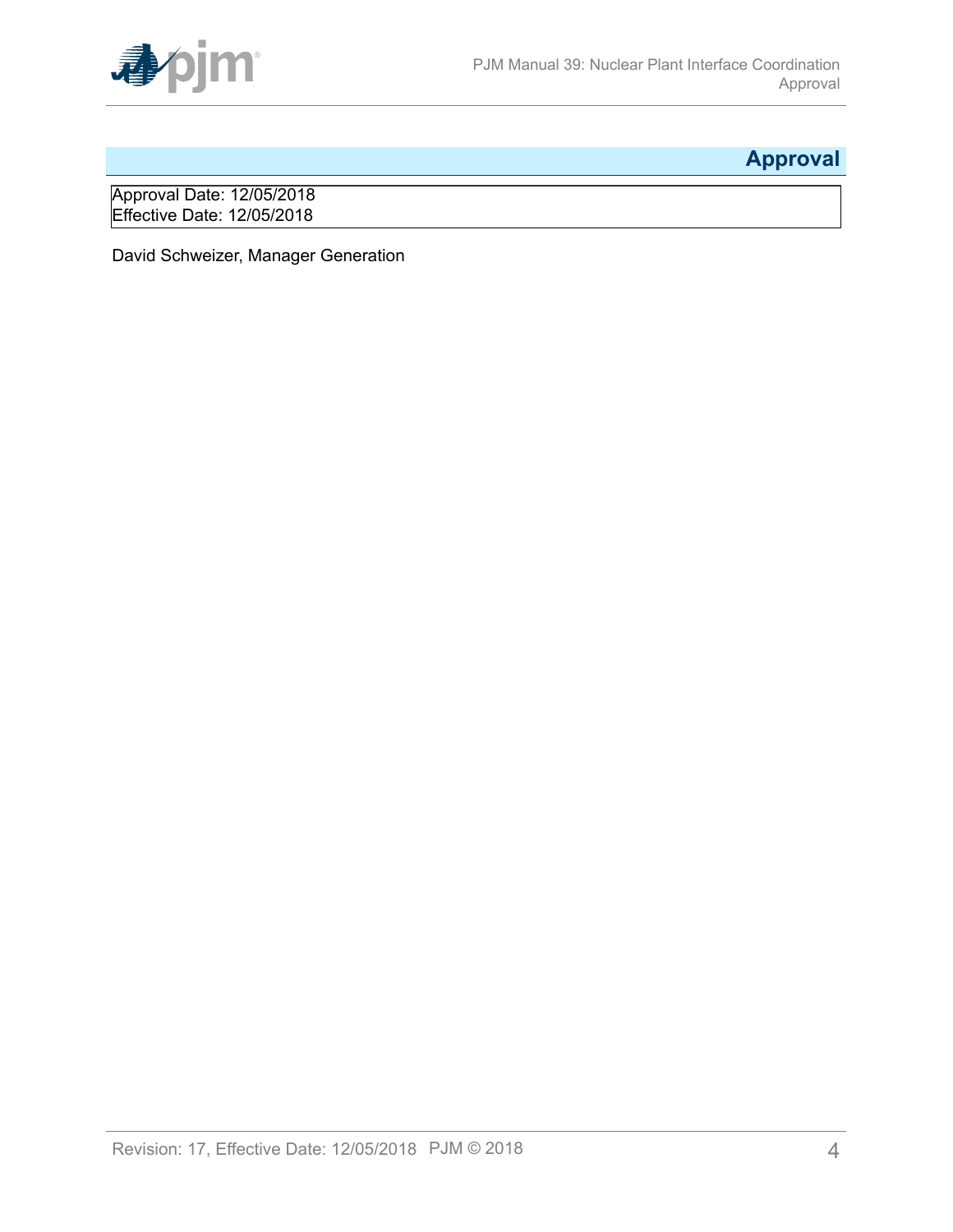# Approval

Approval Date: 12/05/2018
Effective Date: 12/05/2018

David Schweizer, Manager Generation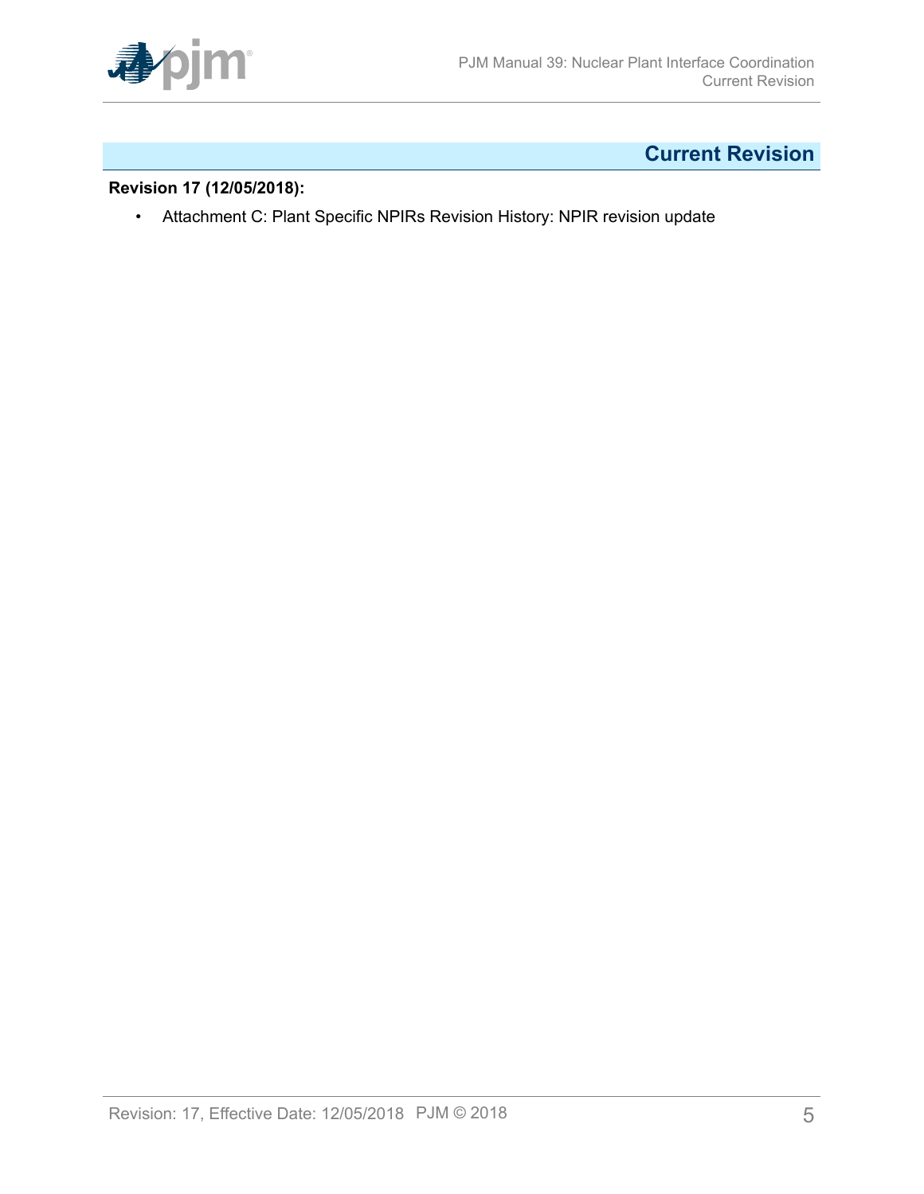# Current Revision

**Revision 17 (12/05/2018):**

- Attachment C: Plant Specific NPIRs Revision History: NPIR revision update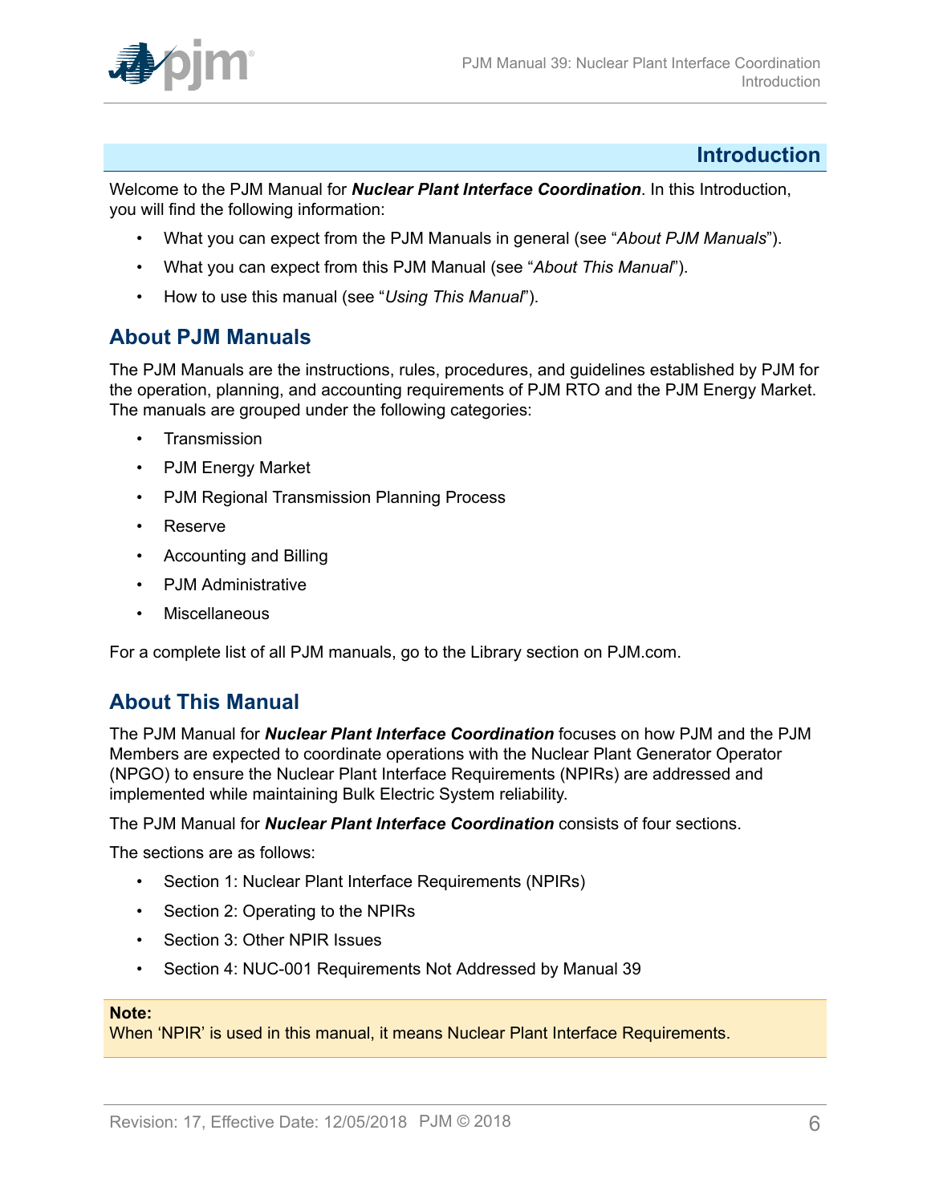# Introduction

Welcome to the PJM Manual for ***Nuclear Plant Interface Coordination***. In this Introduction, you will find the following information:

- What you can expect from the PJM Manuals in general (see "*About PJM Manuals*").
- What you can expect from this PJM Manual (see "*About This Manual*").
- How to use this manual (see "*Using This Manual*").

## About PJM Manuals

The PJM Manuals are the instructions, rules, procedures, and guidelines established by PJM for the operation, planning, and accounting requirements of PJM RTO and the PJM Energy Market. The manuals are grouped under the following categories:

- Transmission
- PJM Energy Market
- PJM Regional Transmission Planning Process
- Reserve
- Accounting and Billing
- PJM Administrative
- Miscellaneous

For a complete list of all PJM manuals, go to the Library section on PJM.com.

## About This Manual

The PJM Manual for ***Nuclear Plant Interface Coordination*** focuses on how PJM and the PJM Members are expected to coordinate operations with the Nuclear Plant Generator Operator (NPGO) to ensure the Nuclear Plant Interface Requirements (NPIRs) are addressed and implemented while maintaining Bulk Electric System reliability.

The PJM Manual for ***Nuclear Plant Interface Coordination*** consists of four sections.

The sections are as follows:

- Section 1: Nuclear Plant Interface Requirements (NPIRs)
- Section 2: Operating to the NPIRs
- Section 3: Other NPIR Issues
- Section 4: NUC-001 Requirements Not Addressed by Manual 39

**Note:**
When 'NPIR' is used in this manual, it means Nuclear Plant Interface Requirements.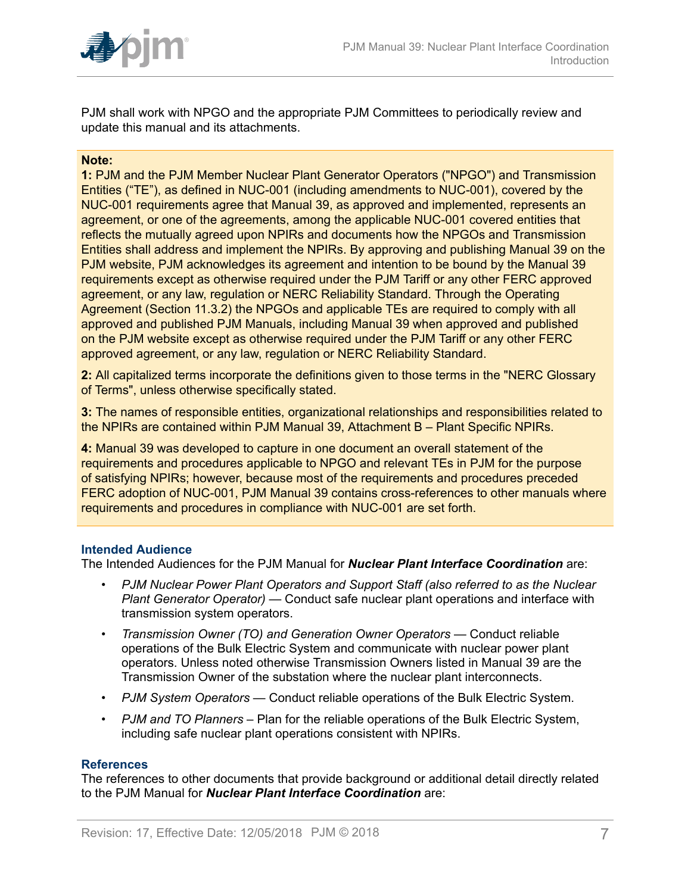PJM shall work with NPGO and the appropriate PJM Committees to periodically review and update this manual and its attachments.

**Note:**

**1:** PJM and the PJM Member Nuclear Plant Generator Operators ("NPGO") and Transmission Entities ("TE"), as defined in NUC-001 (including amendments to NUC-001), covered by the NUC-001 requirements agree that Manual 39, as approved and implemented, represents an agreement, or one of the agreements, among the applicable NUC-001 covered entities that reflects the mutually agreed upon NPIRs and documents how the NPGOs and Transmission Entities shall address and implement the NPIRs. By approving and publishing Manual 39 on the PJM website, PJM acknowledges its agreement and intention to be bound by the Manual 39 requirements except as otherwise required under the PJM Tariff or any other FERC approved agreement, or any law, regulation or NERC Reliability Standard. Through the Operating Agreement (Section 11.3.2) the NPGOs and applicable TEs are required to comply with all approved and published PJM Manuals, including Manual 39 when approved and published on the PJM website except as otherwise required under the PJM Tariff or any other FERC approved agreement, or any law, regulation or NERC Reliability Standard.

**2:** All capitalized terms incorporate the definitions given to those terms in the "NERC Glossary of Terms", unless otherwise specifically stated.

**3:** The names of responsible entities, organizational relationships and responsibilities related to the NPIRs are contained within PJM Manual 39, Attachment B – Plant Specific NPIRs.

**4:** Manual 39 was developed to capture in one document an overall statement of the requirements and procedures applicable to NPGO and relevant TEs in PJM for the purpose of satisfying NPIRs; however, because most of the requirements and procedures preceded FERC adoption of NUC-001, PJM Manual 39 contains cross-references to other manuals where requirements and procedures in compliance with NUC-001 are set forth.

### Intended Audience

The Intended Audiences for the PJM Manual for ***Nuclear Plant Interface Coordination*** are:

- *PJM Nuclear Power Plant Operators and Support Staff (also referred to as the Nuclear Plant Generator Operator)* — Conduct safe nuclear plant operations and interface with transmission system operators.
- *Transmission Owner (TO) and Generation Owner Operators* — Conduct reliable operations of the Bulk Electric System and communicate with nuclear power plant operators. Unless noted otherwise Transmission Owners listed in Manual 39 are the Transmission Owner of the substation where the nuclear plant interconnects.
- *PJM System Operators* — Conduct reliable operations of the Bulk Electric System.
- *PJM and TO Planners* – Plan for the reliable operations of the Bulk Electric System, including safe nuclear plant operations consistent with NPIRs.

### References

The references to other documents that provide background or additional detail directly related to the PJM Manual for ***Nuclear Plant Interface Coordination*** are: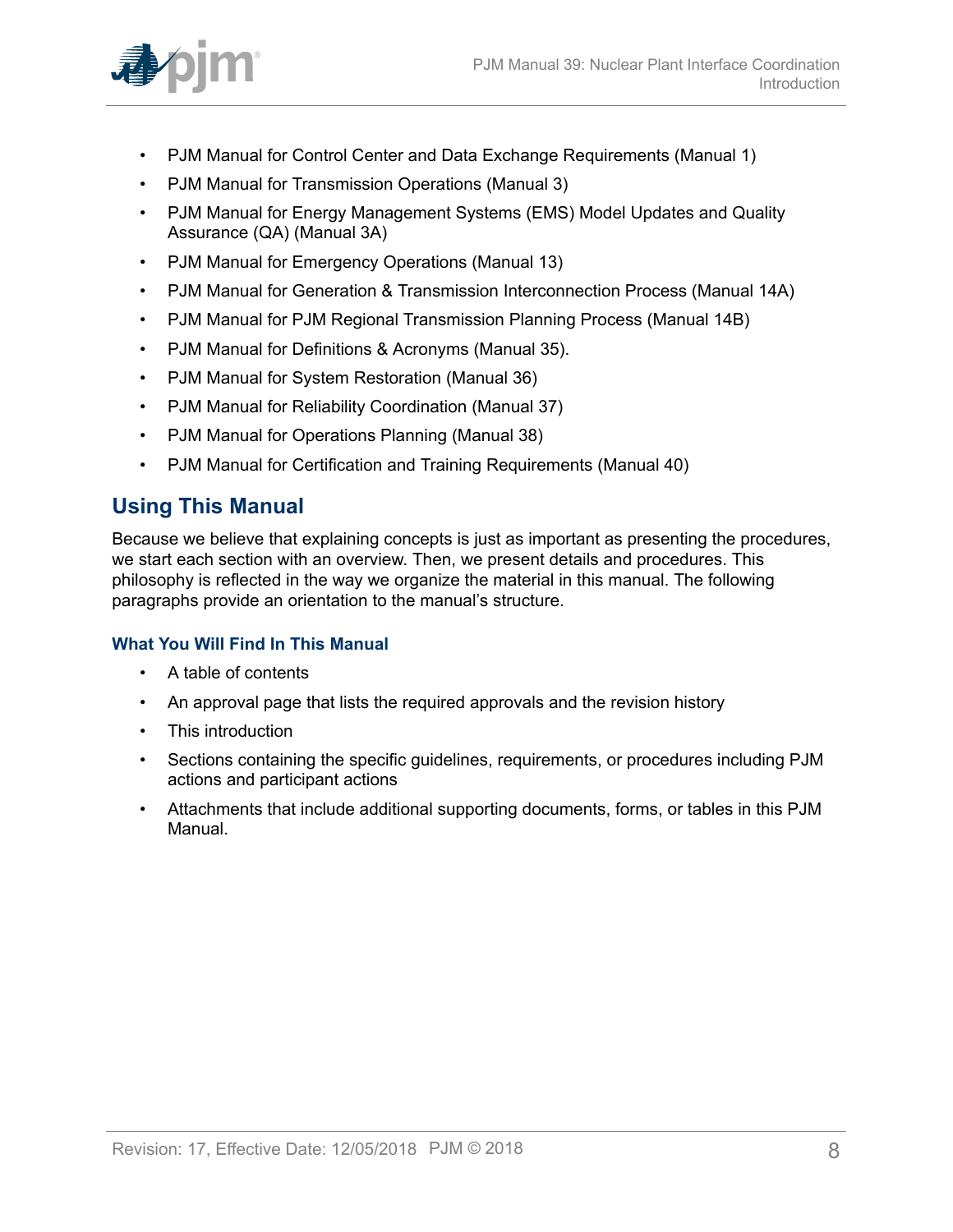- PJM Manual for Control Center and Data Exchange Requirements (Manual 1)
- PJM Manual for Transmission Operations (Manual 3)
- PJM Manual for Energy Management Systems (EMS) Model Updates and Quality Assurance (QA) (Manual 3A)
- PJM Manual for Emergency Operations (Manual 13)
- PJM Manual for Generation & Transmission Interconnection Process (Manual 14A)
- PJM Manual for PJM Regional Transmission Planning Process (Manual 14B)
- PJM Manual for Definitions & Acronyms (Manual 35).
- PJM Manual for System Restoration (Manual 36)
- PJM Manual for Reliability Coordination (Manual 37)
- PJM Manual for Operations Planning (Manual 38)
- PJM Manual for Certification and Training Requirements (Manual 40)

## Using This Manual

Because we believe that explaining concepts is just as important as presenting the procedures, we start each section with an overview. Then, we present details and procedures. This philosophy is reflected in the way we organize the material in this manual. The following paragraphs provide an orientation to the manual's structure.

### What You Will Find In This Manual

- A table of contents
- An approval page that lists the required approvals and the revision history
- This introduction
- Sections containing the specific guidelines, requirements, or procedures including PJM actions and participant actions
- Attachments that include additional supporting documents, forms, or tables in this PJM Manual.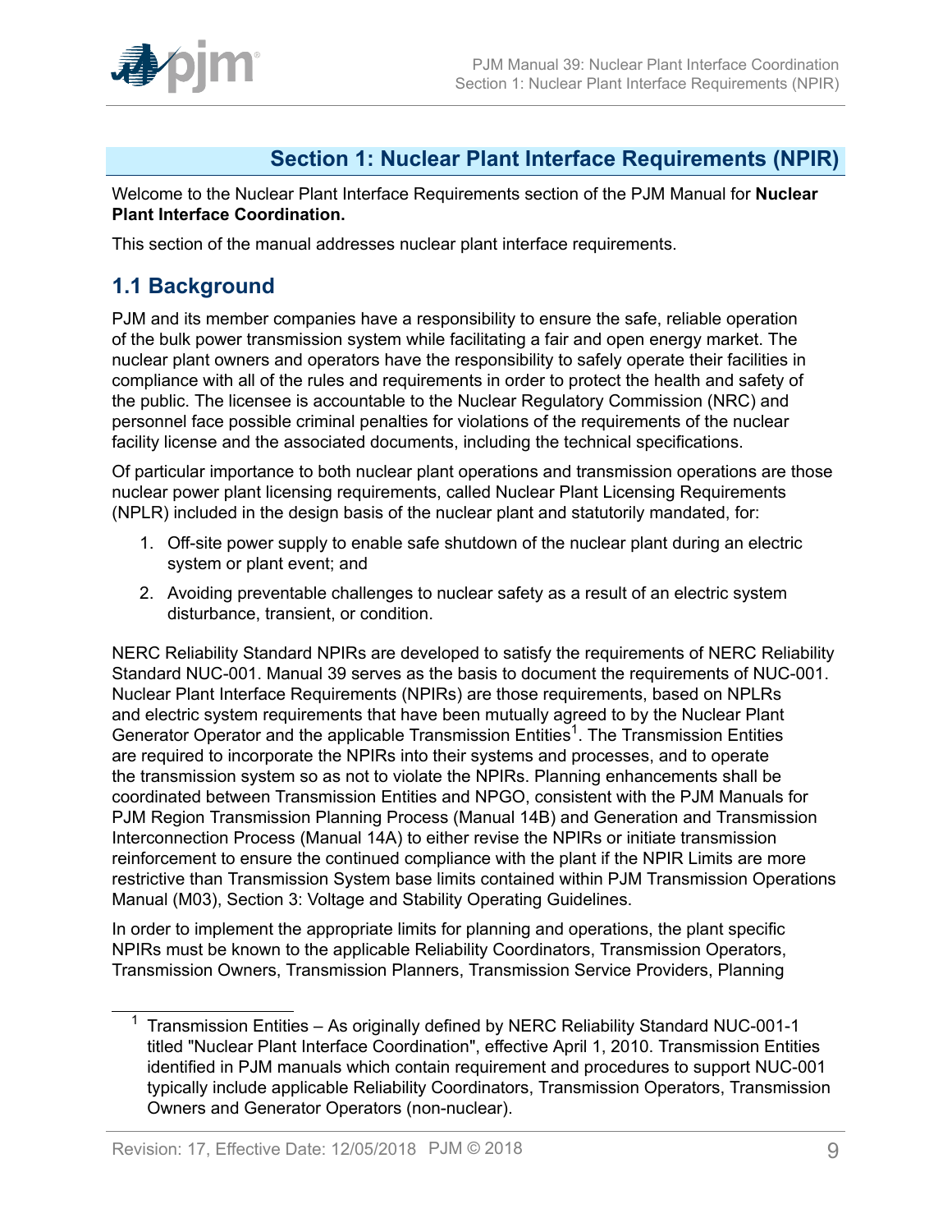# Section 1: Nuclear Plant Interface Requirements (NPIR)

Welcome to the Nuclear Plant Interface Requirements section of the PJM Manual for **Nuclear Plant Interface Coordination.**

This section of the manual addresses nuclear plant interface requirements.

## 1.1 Background

PJM and its member companies have a responsibility to ensure the safe, reliable operation of the bulk power transmission system while facilitating a fair and open energy market. The nuclear plant owners and operators have the responsibility to safely operate their facilities in compliance with all of the rules and requirements in order to protect the health and safety of the public. The licensee is accountable to the Nuclear Regulatory Commission (NRC) and personnel face possible criminal penalties for violations of the requirements of the nuclear facility license and the associated documents, including the technical specifications.

Of particular importance to both nuclear plant operations and transmission operations are those nuclear power plant licensing requirements, called Nuclear Plant Licensing Requirements (NPLR) included in the design basis of the nuclear plant and statutorily mandated, for:

1. Off-site power supply to enable safe shutdown of the nuclear plant during an electric system or plant event; and
2. Avoiding preventable challenges to nuclear safety as a result of an electric system disturbance, transient, or condition.

NERC Reliability Standard NPIRs are developed to satisfy the requirements of NERC Reliability Standard NUC-001. Manual 39 serves as the basis to document the requirements of NUC-001. Nuclear Plant Interface Requirements (NPIRs) are those requirements, based on NPLRs and electric system requirements that have been mutually agreed to by the Nuclear Plant Generator Operator and the applicable Transmission Entities[1]. The Transmission Entities are required to incorporate the NPIRs into their systems and processes, and to operate the transmission system so as not to violate the NPIRs. Planning enhancements shall be coordinated between Transmission Entities and NPGO, consistent with the PJM Manuals for PJM Region Transmission Planning Process (Manual 14B) and Generation and Transmission Interconnection Process (Manual 14A) to either revise the NPIRs or initiate transmission reinforcement to ensure the continued compliance with the plant if the NPIR Limits are more restrictive than Transmission System base limits contained within PJM Transmission Operations Manual (M03), Section 3: Voltage and Stability Operating Guidelines.

In order to implement the appropriate limits for planning and operations, the plant specific NPIRs must be known to the applicable Reliability Coordinators, Transmission Operators, Transmission Owners, Transmission Planners, Transmission Service Providers, Planning

[1] Transmission Entities – As originally defined by NERC Reliability Standard NUC-001-1 titled "Nuclear Plant Interface Coordination", effective April 1, 2010. Transmission Entities identified in PJM manuals which contain requirement and procedures to support NUC-001 typically include applicable Reliability Coordinators, Transmission Operators, Transmission Owners and Generator Operators (non-nuclear).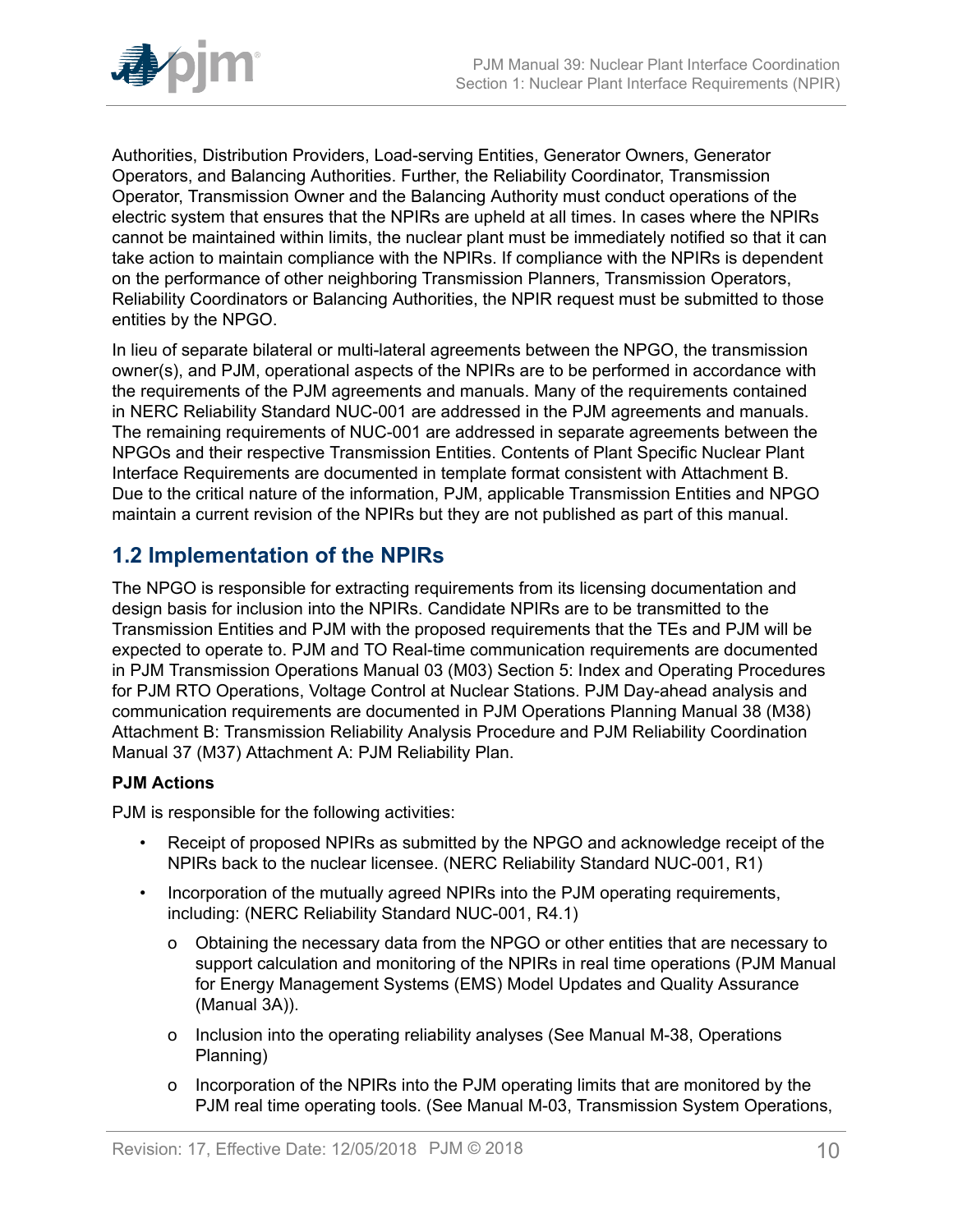Authorities, Distribution Providers, Load-serving Entities, Generator Owners, Generator Operators, and Balancing Authorities. Further, the Reliability Coordinator, Transmission Operator, Transmission Owner and the Balancing Authority must conduct operations of the electric system that ensures that the NPIRs are upheld at all times. In cases where the NPIRs cannot be maintained within limits, the nuclear plant must be immediately notified so that it can take action to maintain compliance with the NPIRs. If compliance with the NPIRs is dependent on the performance of other neighboring Transmission Planners, Transmission Operators, Reliability Coordinators or Balancing Authorities, the NPIR request must be submitted to those entities by the NPGO.

In lieu of separate bilateral or multi-lateral agreements between the NPGO, the transmission owner(s), and PJM, operational aspects of the NPIRs are to be performed in accordance with the requirements of the PJM agreements and manuals. Many of the requirements contained in NERC Reliability Standard NUC-001 are addressed in the PJM agreements and manuals. The remaining requirements of NUC-001 are addressed in separate agreements between the NPGOs and their respective Transmission Entities. Contents of Plant Specific Nuclear Plant Interface Requirements are documented in template format consistent with Attachment B. Due to the critical nature of the information, PJM, applicable Transmission Entities and NPGO maintain a current revision of the NPIRs but they are not published as part of this manual.

## 1.2 Implementation of the NPIRs

The NPGO is responsible for extracting requirements from its licensing documentation and design basis for inclusion into the NPIRs. Candidate NPIRs are to be transmitted to the Transmission Entities and PJM with the proposed requirements that the TEs and PJM will be expected to operate to. PJM and TO Real-time communication requirements are documented in PJM Transmission Operations Manual 03 (M03) Section 5: Index and Operating Procedures for PJM RTO Operations, Voltage Control at Nuclear Stations. PJM Day-ahead analysis and communication requirements are documented in PJM Operations Planning Manual 38 (M38) Attachment B: Transmission Reliability Analysis Procedure and PJM Reliability Coordination Manual 37 (M37) Attachment A: PJM Reliability Plan.

**PJM Actions**

PJM is responsible for the following activities:

- Receipt of proposed NPIRs as submitted by the NPGO and acknowledge receipt of the NPIRs back to the nuclear licensee. (NERC Reliability Standard NUC-001, R1)
- Incorporation of the mutually agreed NPIRs into the PJM operating requirements, including: (NERC Reliability Standard NUC-001, R4.1)
  - Obtaining the necessary data from the NPGO or other entities that are necessary to support calculation and monitoring of the NPIRs in real time operations (PJM Manual for Energy Management Systems (EMS) Model Updates and Quality Assurance (Manual 3A)).
  - Inclusion into the operating reliability analyses (See Manual M-38, Operations Planning)
  - Incorporation of the NPIRs into the PJM operating limits that are monitored by the PJM real time operating tools. (See Manual M-03, Transmission System Operations,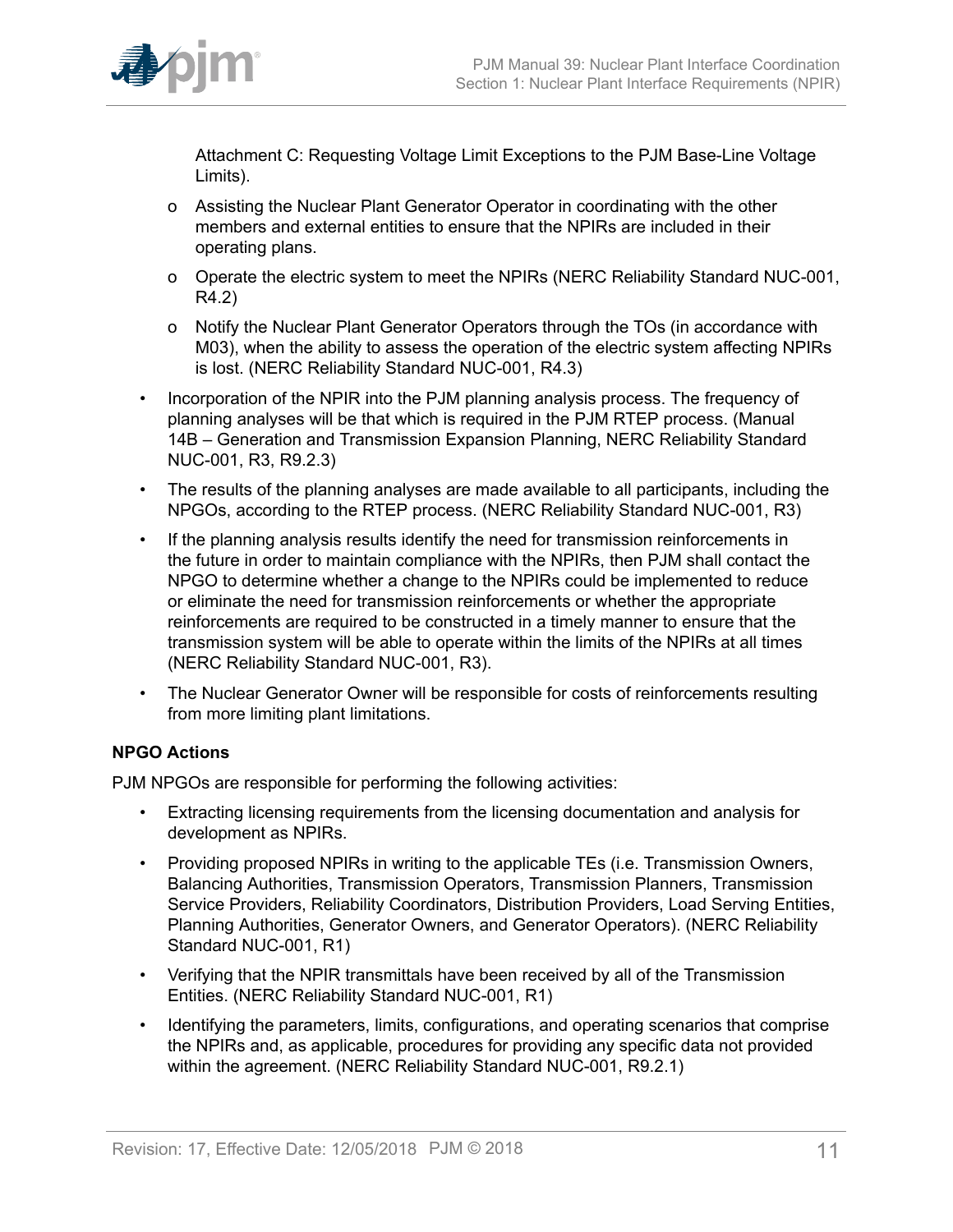Attachment C: Requesting Voltage Limit Exceptions to the PJM Base-Line Voltage Limits).

  - o Assisting the Nuclear Plant Generator Operator in coordinating with the other members and external entities to ensure that the NPIRs are included in their operating plans.
  - o Operate the electric system to meet the NPIRs (NERC Reliability Standard NUC-001, R4.2)
  - o Notify the Nuclear Plant Generator Operators through the TOs (in accordance with M03), when the ability to assess the operation of the electric system affecting NPIRs is lost. (NERC Reliability Standard NUC-001, R4.3)

- Incorporation of the NPIR into the PJM planning analysis process. The frequency of planning analyses will be that which is required in the PJM RTEP process. (Manual 14B – Generation and Transmission Expansion Planning, NERC Reliability Standard NUC-001, R3, R9.2.3)
- The results of the planning analyses are made available to all participants, including the NPGOs, according to the RTEP process. (NERC Reliability Standard NUC-001, R3)
- If the planning analysis results identify the need for transmission reinforcements in the future in order to maintain compliance with the NPIRs, then PJM shall contact the NPGO to determine whether a change to the NPIRs could be implemented to reduce or eliminate the need for transmission reinforcements or whether the appropriate reinforcements are required to be constructed in a timely manner to ensure that the transmission system will be able to operate within the limits of the NPIRs at all times (NERC Reliability Standard NUC-001, R3).
- The Nuclear Generator Owner will be responsible for costs of reinforcements resulting from more limiting plant limitations.

**NPGO Actions**

PJM NPGOs are responsible for performing the following activities:

- Extracting licensing requirements from the licensing documentation and analysis for development as NPIRs.
- Providing proposed NPIRs in writing to the applicable TEs (i.e. Transmission Owners, Balancing Authorities, Transmission Operators, Transmission Planners, Transmission Service Providers, Reliability Coordinators, Distribution Providers, Load Serving Entities, Planning Authorities, Generator Owners, and Generator Operators). (NERC Reliability Standard NUC-001, R1)
- Verifying that the NPIR transmittals have been received by all of the Transmission Entities. (NERC Reliability Standard NUC-001, R1)
- Identifying the parameters, limits, configurations, and operating scenarios that comprise the NPIRs and, as applicable, procedures for providing any specific data not provided within the agreement. (NERC Reliability Standard NUC-001, R9.2.1)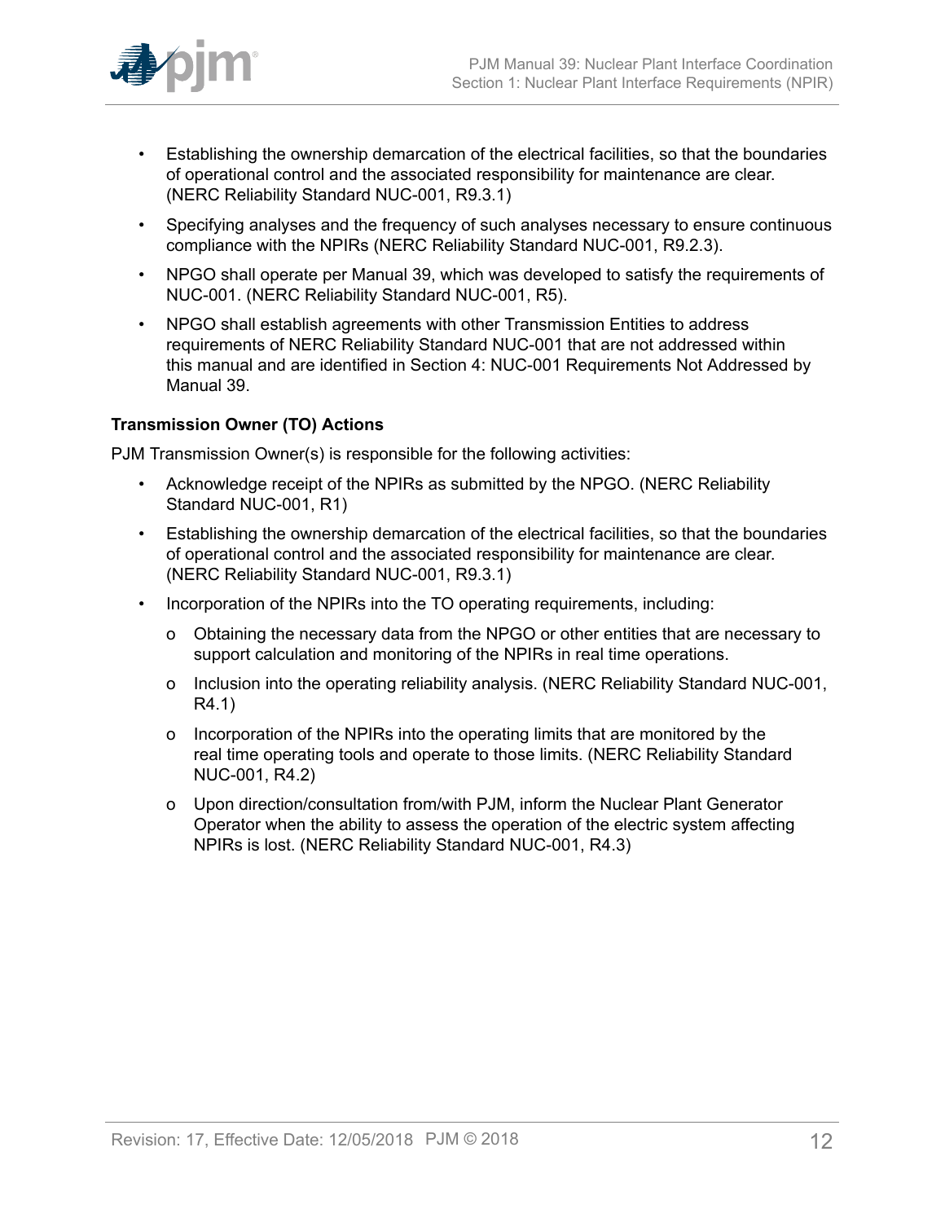- Establishing the ownership demarcation of the electrical facilities, so that the boundaries of operational control and the associated responsibility for maintenance are clear. (NERC Reliability Standard NUC-001, R9.3.1)
- Specifying analyses and the frequency of such analyses necessary to ensure continuous compliance with the NPIRs (NERC Reliability Standard NUC-001, R9.2.3).
- NPGO shall operate per Manual 39, which was developed to satisfy the requirements of NUC-001. (NERC Reliability Standard NUC-001, R5).
- NPGO shall establish agreements with other Transmission Entities to address requirements of NERC Reliability Standard NUC-001 that are not addressed within this manual and are identified in Section 4: NUC-001 Requirements Not Addressed by Manual 39.

**Transmission Owner (TO) Actions**

PJM Transmission Owner(s) is responsible for the following activities:

- Acknowledge receipt of the NPIRs as submitted by the NPGO. (NERC Reliability Standard NUC-001, R1)
- Establishing the ownership demarcation of the electrical facilities, so that the boundaries of operational control and the associated responsibility for maintenance are clear. (NERC Reliability Standard NUC-001, R9.3.1)
- Incorporation of the NPIRs into the TO operating requirements, including:
  - Obtaining the necessary data from the NPGO or other entities that are necessary to support calculation and monitoring of the NPIRs in real time operations.
  - Inclusion into the operating reliability analysis. (NERC Reliability Standard NUC-001, R4.1)
  - Incorporation of the NPIRs into the operating limits that are monitored by the real time operating tools and operate to those limits. (NERC Reliability Standard NUC-001, R4.2)
  - Upon direction/consultation from/with PJM, inform the Nuclear Plant Generator Operator when the ability to assess the operation of the electric system affecting NPIRs is lost. (NERC Reliability Standard NUC-001, R4.3)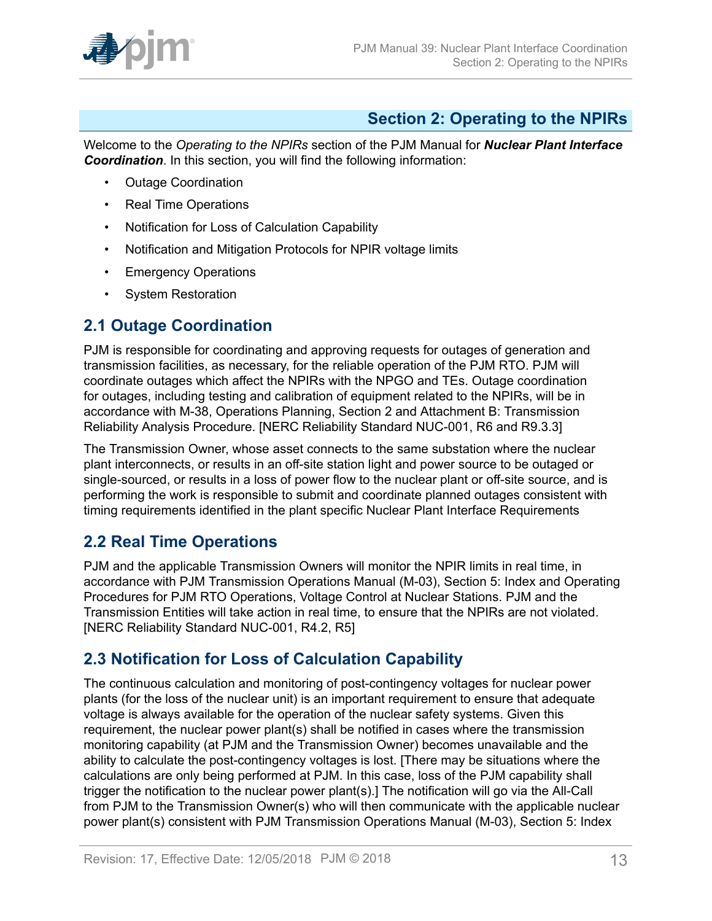## Section 2: Operating to the NPIRs

Welcome to the *Operating to the NPIRs* section of the PJM Manual for ***Nuclear Plant Interface Coordination***. In this section, you will find the following information:

- Outage Coordination
- Real Time Operations
- Notification for Loss of Calculation Capability
- Notification and Mitigation Protocols for NPIR voltage limits
- Emergency Operations
- System Restoration

### 2.1 Outage Coordination

PJM is responsible for coordinating and approving requests for outages of generation and transmission facilities, as necessary, for the reliable operation of the PJM RTO. PJM will coordinate outages which affect the NPIRs with the NPGO and TEs. Outage coordination for outages, including testing and calibration of equipment related to the NPIRs, will be in accordance with M-38, Operations Planning, Section 2 and Attachment B: Transmission Reliability Analysis Procedure. [NERC Reliability Standard NUC-001, R6 and R9.3.3]

The Transmission Owner, whose asset connects to the same substation where the nuclear plant interconnects, or results in an off-site station light and power source to be outaged or single-sourced, or results in a loss of power flow to the nuclear plant or off-site source, and is performing the work is responsible to submit and coordinate planned outages consistent with timing requirements identified in the plant specific Nuclear Plant Interface Requirements

### 2.2 Real Time Operations

PJM and the applicable Transmission Owners will monitor the NPIR limits in real time, in accordance with PJM Transmission Operations Manual (M-03), Section 5: Index and Operating Procedures for PJM RTO Operations, Voltage Control at Nuclear Stations. PJM and the Transmission Entities will take action in real time, to ensure that the NPIRs are not violated. [NERC Reliability Standard NUC-001, R4.2, R5]

### 2.3 Notification for Loss of Calculation Capability

The continuous calculation and monitoring of post-contingency voltages for nuclear power plants (for the loss of the nuclear unit) is an important requirement to ensure that adequate voltage is always available for the operation of the nuclear safety systems. Given this requirement, the nuclear power plant(s) shall be notified in cases where the transmission monitoring capability (at PJM and the Transmission Owner) becomes unavailable and the ability to calculate the post-contingency voltages is lost. [There may be situations where the calculations are only being performed at PJM. In this case, loss of the PJM capability shall trigger the notification to the nuclear power plant(s).] The notification will go via the All-Call from PJM to the Transmission Owner(s) who will then communicate with the applicable nuclear power plant(s) consistent with PJM Transmission Operations Manual (M-03), Section 5: Index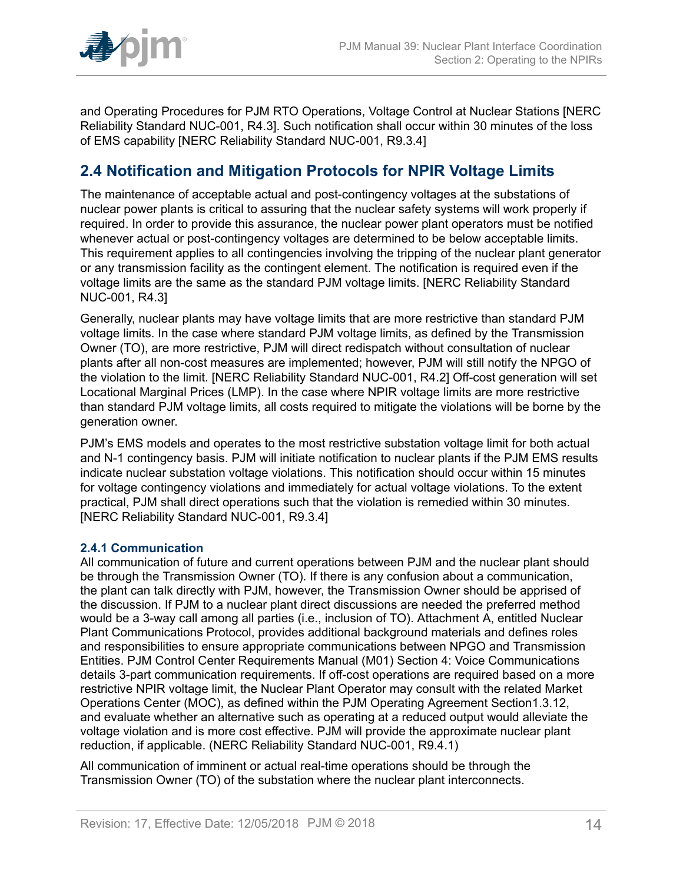and Operating Procedures for PJM RTO Operations, Voltage Control at Nuclear Stations [NERC Reliability Standard NUC-001, R4.3]. Such notification shall occur within 30 minutes of the loss of EMS capability [NERC Reliability Standard NUC-001, R9.3.4]

## 2.4 Notification and Mitigation Protocols for NPIR Voltage Limits

The maintenance of acceptable actual and post-contingency voltages at the substations of nuclear power plants is critical to assuring that the nuclear safety systems will work properly if required. In order to provide this assurance, the nuclear power plant operators must be notified whenever actual or post-contingency voltages are determined to be below acceptable limits. This requirement applies to all contingencies involving the tripping of the nuclear plant generator or any transmission facility as the contingent element. The notification is required even if the voltage limits are the same as the standard PJM voltage limits. [NERC Reliability Standard NUC-001, R4.3]

Generally, nuclear plants may have voltage limits that are more restrictive than standard PJM voltage limits. In the case where standard PJM voltage limits, as defined by the Transmission Owner (TO), are more restrictive, PJM will direct redispatch without consultation of nuclear plants after all non-cost measures are implemented; however, PJM will still notify the NPGO of the violation to the limit. [NERC Reliability Standard NUC-001, R4.2] Off-cost generation will set Locational Marginal Prices (LMP). In the case where NPIR voltage limits are more restrictive than standard PJM voltage limits, all costs required to mitigate the violations will be borne by the generation owner.

PJM's EMS models and operates to the most restrictive substation voltage limit for both actual and N-1 contingency basis. PJM will initiate notification to nuclear plants if the PJM EMS results indicate nuclear substation voltage violations. This notification should occur within 15 minutes for voltage contingency violations and immediately for actual voltage violations. To the extent practical, PJM shall direct operations such that the violation is remedied within 30 minutes. [NERC Reliability Standard NUC-001, R9.3.4]

### 2.4.1 Communication

All communication of future and current operations between PJM and the nuclear plant should be through the Transmission Owner (TO). If there is any confusion about a communication, the plant can talk directly with PJM, however, the Transmission Owner should be apprised of the discussion. If PJM to a nuclear plant direct discussions are needed the preferred method would be a 3-way call among all parties (i.e., inclusion of TO). Attachment A, entitled Nuclear Plant Communications Protocol, provides additional background materials and defines roles and responsibilities to ensure appropriate communications between NPGO and Transmission Entities. PJM Control Center Requirements Manual (M01) Section 4: Voice Communications details 3-part communication requirements. If off-cost operations are required based on a more restrictive NPIR voltage limit, the Nuclear Plant Operator may consult with the related Market Operations Center (MOC), as defined within the PJM Operating Agreement Section1.3.12, and evaluate whether an alternative such as operating at a reduced output would alleviate the voltage violation and is more cost effective. PJM will provide the approximate nuclear plant reduction, if applicable. (NERC Reliability Standard NUC-001, R9.4.1)

All communication of imminent or actual real-time operations should be through the Transmission Owner (TO) of the substation where the nuclear plant interconnects.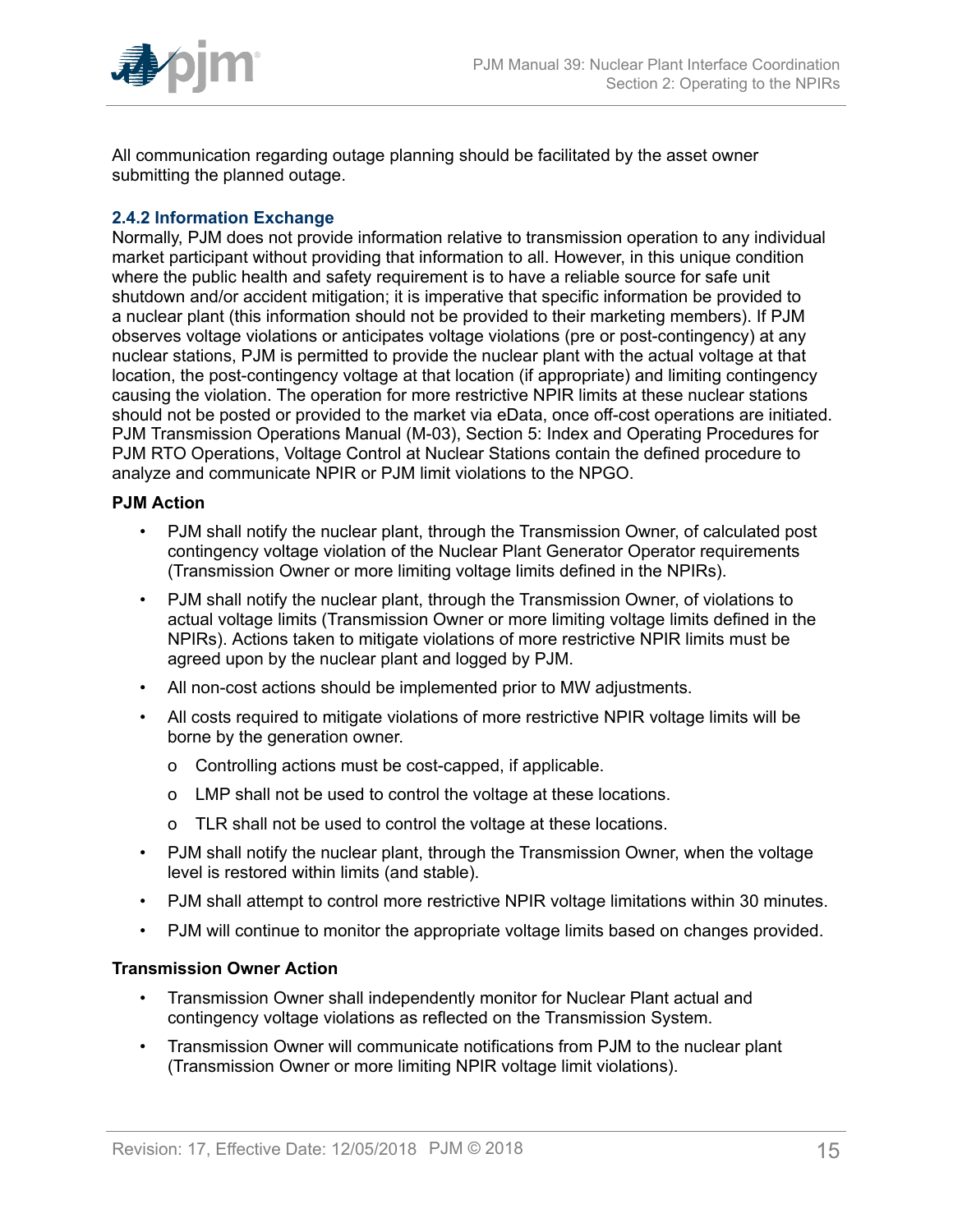All communication regarding outage planning should be facilitated by the asset owner submitting the planned outage.

### 2.4.2 Information Exchange

Normally, PJM does not provide information relative to transmission operation to any individual market participant without providing that information to all. However, in this unique condition where the public health and safety requirement is to have a reliable source for safe unit shutdown and/or accident mitigation; it is imperative that specific information be provided to a nuclear plant (this information should not be provided to their marketing members). If PJM observes voltage violations or anticipates voltage violations (pre or post-contingency) at any nuclear stations, PJM is permitted to provide the nuclear plant with the actual voltage at that location, the post-contingency voltage at that location (if appropriate) and limiting contingency causing the violation. The operation for more restrictive NPIR limits at these nuclear stations should not be posted or provided to the market via eData, once off-cost operations are initiated. PJM Transmission Operations Manual (M-03), Section 5: Index and Operating Procedures for PJM RTO Operations, Voltage Control at Nuclear Stations contain the defined procedure to analyze and communicate NPIR or PJM limit violations to the NPGO.

**PJM Action**

- PJM shall notify the nuclear plant, through the Transmission Owner, of calculated post contingency voltage violation of the Nuclear Plant Generator Operator requirements (Transmission Owner or more limiting voltage limits defined in the NPIRs).
- PJM shall notify the nuclear plant, through the Transmission Owner, of violations to actual voltage limits (Transmission Owner or more limiting voltage limits defined in the NPIRs). Actions taken to mitigate violations of more restrictive NPIR limits must be agreed upon by the nuclear plant and logged by PJM.
- All non-cost actions should be implemented prior to MW adjustments.
- All costs required to mitigate violations of more restrictive NPIR voltage limits will be borne by the generation owner.
  - Controlling actions must be cost-capped, if applicable.
  - LMP shall not be used to control the voltage at these locations.
  - TLR shall not be used to control the voltage at these locations.
- PJM shall notify the nuclear plant, through the Transmission Owner, when the voltage level is restored within limits (and stable).
- PJM shall attempt to control more restrictive NPIR voltage limitations within 30 minutes.
- PJM will continue to monitor the appropriate voltage limits based on changes provided.

**Transmission Owner Action**

- Transmission Owner shall independently monitor for Nuclear Plant actual and contingency voltage violations as reflected on the Transmission System.
- Transmission Owner will communicate notifications from PJM to the nuclear plant (Transmission Owner or more limiting NPIR voltage limit violations).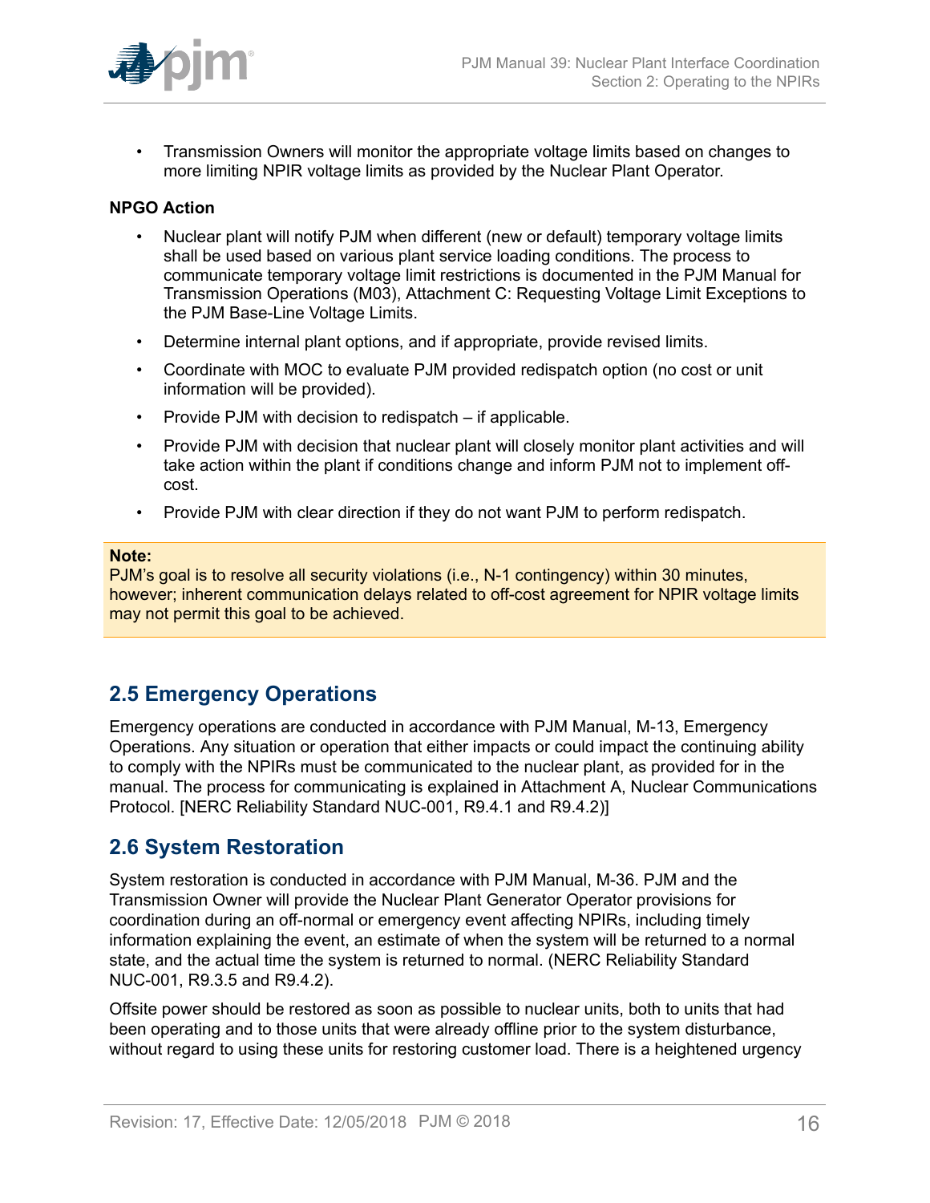- Transmission Owners will monitor the appropriate voltage limits based on changes to more limiting NPIR voltage limits as provided by the Nuclear Plant Operator.

**NPGO Action**

- Nuclear plant will notify PJM when different (new or default) temporary voltage limits shall be used based on various plant service loading conditions. The process to communicate temporary voltage limit restrictions is documented in the PJM Manual for Transmission Operations (M03), Attachment C: Requesting Voltage Limit Exceptions to the PJM Base-Line Voltage Limits.
- Determine internal plant options, and if appropriate, provide revised limits.
- Coordinate with MOC to evaluate PJM provided redispatch option (no cost or unit information will be provided).
- Provide PJM with decision to redispatch – if applicable.
- Provide PJM with decision that nuclear plant will closely monitor plant activities and will take action within the plant if conditions change and inform PJM not to implement off-cost.
- Provide PJM with clear direction if they do not want PJM to perform redispatch.

> **Note:**
> PJM's goal is to resolve all security violations (i.e., N-1 contingency) within 30 minutes, however; inherent communication delays related to off-cost agreement for NPIR voltage limits may not permit this goal to be achieved.

## 2.5 Emergency Operations

Emergency operations are conducted in accordance with PJM Manual, M-13, Emergency Operations. Any situation or operation that either impacts or could impact the continuing ability to comply with the NPIRs must be communicated to the nuclear plant, as provided for in the manual. The process for communicating is explained in Attachment A, Nuclear Communications Protocol. [NERC Reliability Standard NUC-001, R9.4.1 and R9.4.2)]

## 2.6 System Restoration

System restoration is conducted in accordance with PJM Manual, M-36. PJM and the Transmission Owner will provide the Nuclear Plant Generator Operator provisions for coordination during an off-normal or emergency event affecting NPIRs, including timely information explaining the event, an estimate of when the system will be returned to a normal state, and the actual time the system is returned to normal. (NERC Reliability Standard NUC-001, R9.3.5 and R9.4.2).

Offsite power should be restored as soon as possible to nuclear units, both to units that had been operating and to those units that were already offline prior to the system disturbance, without regard to using these units for restoring customer load. There is a heightened urgency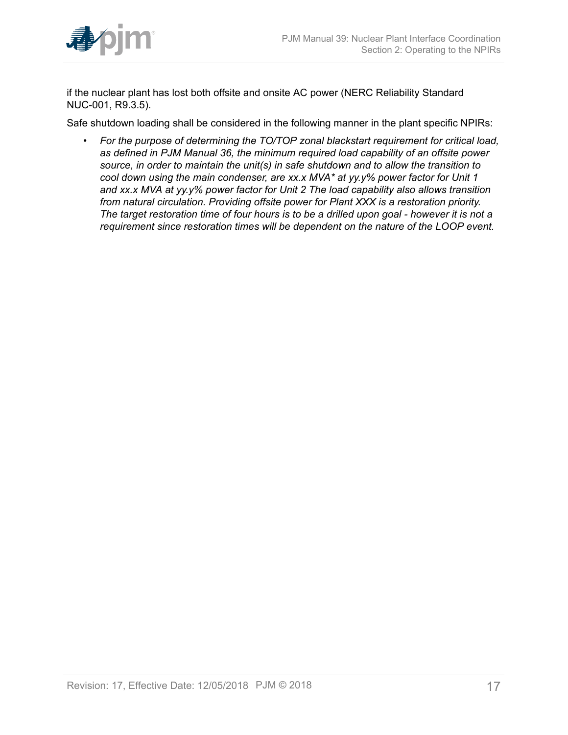if the nuclear plant has lost both offsite and onsite AC power (NERC Reliability Standard NUC-001, R9.3.5).

Safe shutdown loading shall be considered in the following manner in the plant specific NPIRs:

- *For the purpose of determining the TO/TOP zonal blackstart requirement for critical load, as defined in PJM Manual 36, the minimum required load capability of an offsite power source, in order to maintain the unit(s) in safe shutdown and to allow the transition to cool down using the main condenser, are xx.x MVA* at yy.y% power factor for Unit 1 and xx.x MVA at yy.y% power factor for Unit 2 The load capability also allows transition from natural circulation. Providing offsite power for Plant XXX is a restoration priority. The target restoration time of four hours is to be a drilled upon goal - however it is not a requirement since restoration times will be dependent on the nature of the LOOP event.*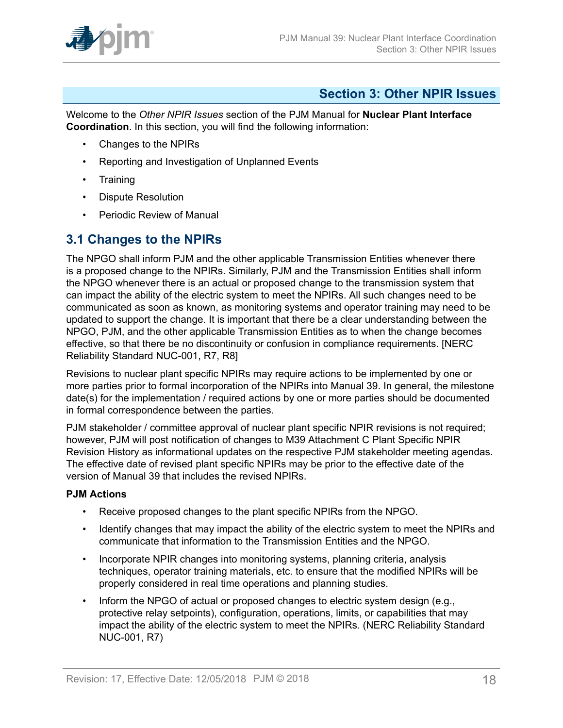## Section 3: Other NPIR Issues

Welcome to the *Other NPIR Issues* section of the PJM Manual for **Nuclear Plant Interface Coordination**. In this section, you will find the following information:

- Changes to the NPIRs
- Reporting and Investigation of Unplanned Events
- Training
- Dispute Resolution
- Periodic Review of Manual

### 3.1 Changes to the NPIRs

The NPGO shall inform PJM and the other applicable Transmission Entities whenever there is a proposed change to the NPIRs. Similarly, PJM and the Transmission Entities shall inform the NPGO whenever there is an actual or proposed change to the transmission system that can impact the ability of the electric system to meet the NPIRs. All such changes need to be communicated as soon as known, as monitoring systems and operator training may need to be updated to support the change. It is important that there be a clear understanding between the NPGO, PJM, and the other applicable Transmission Entities as to when the change becomes effective, so that there be no discontinuity or confusion in compliance requirements. [NERC Reliability Standard NUC-001, R7, R8]

Revisions to nuclear plant specific NPIRs may require actions to be implemented by one or more parties prior to formal incorporation of the NPIRs into Manual 39. In general, the milestone date(s) for the implementation / required actions by one or more parties should be documented in formal correspondence between the parties.

PJM stakeholder / committee approval of nuclear plant specific NPIR revisions is not required; however, PJM will post notification of changes to M39 Attachment C Plant Specific NPIR Revision History as informational updates on the respective PJM stakeholder meeting agendas. The effective date of revised plant specific NPIRs may be prior to the effective date of the version of Manual 39 that includes the revised NPIRs.

**PJM Actions**

- Receive proposed changes to the plant specific NPIRs from the NPGO.
- Identify changes that may impact the ability of the electric system to meet the NPIRs and communicate that information to the Transmission Entities and the NPGO.
- Incorporate NPIR changes into monitoring systems, planning criteria, analysis techniques, operator training materials, etc. to ensure that the modified NPIRs will be properly considered in real time operations and planning studies.
- Inform the NPGO of actual or proposed changes to electric system design (e.g., protective relay setpoints), configuration, operations, limits, or capabilities that may impact the ability of the electric system to meet the NPIRs. (NERC Reliability Standard NUC-001, R7)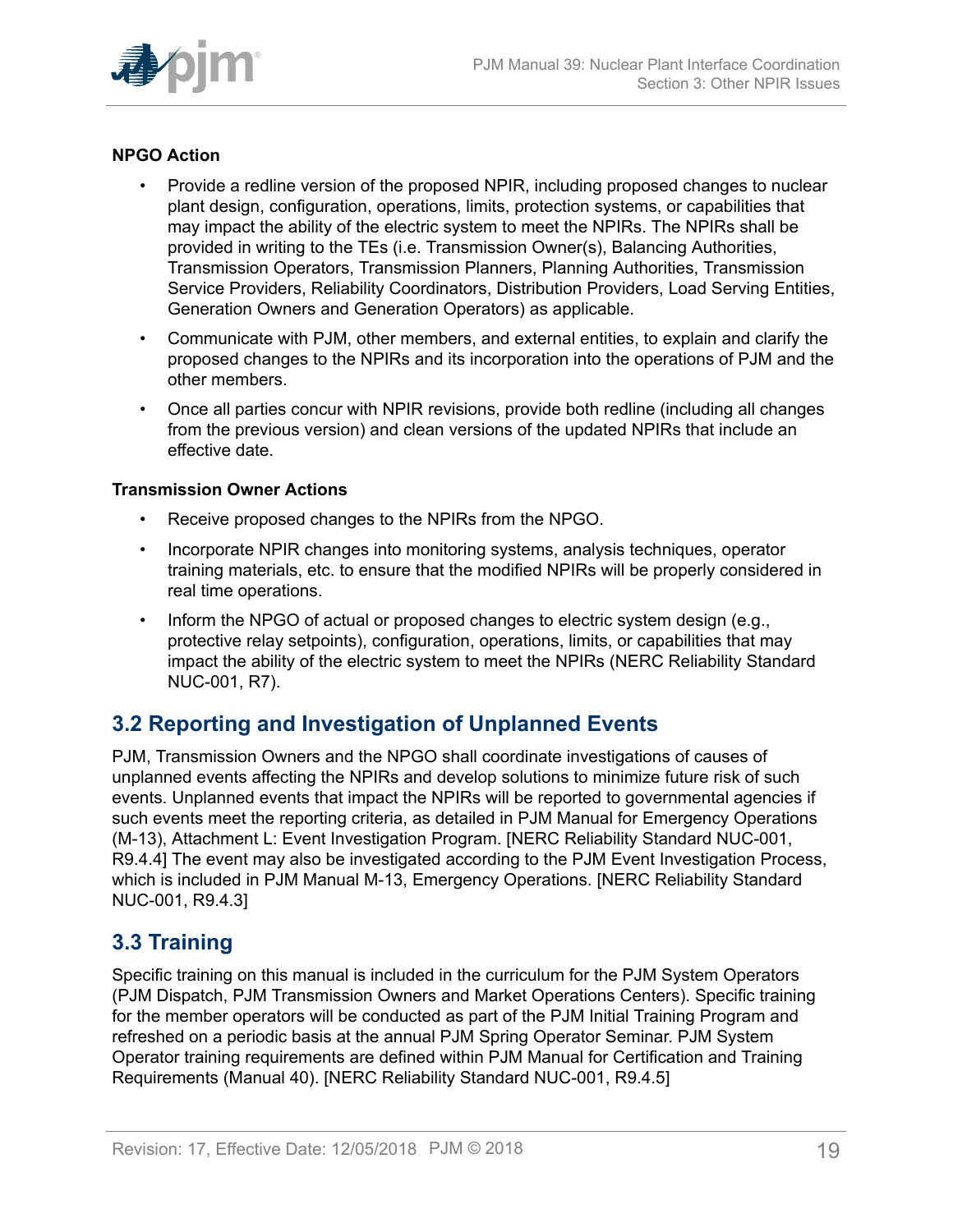**NPGO Action**

- Provide a redline version of the proposed NPIR, including proposed changes to nuclear plant design, configuration, operations, limits, protection systems, or capabilities that may impact the ability of the electric system to meet the NPIRs. The NPIRs shall be provided in writing to the TEs (i.e. Transmission Owner(s), Balancing Authorities, Transmission Operators, Transmission Planners, Planning Authorities, Transmission Service Providers, Reliability Coordinators, Distribution Providers, Load Serving Entities, Generation Owners and Generation Operators) as applicable.
- Communicate with PJM, other members, and external entities, to explain and clarify the proposed changes to the NPIRs and its incorporation into the operations of PJM and the other members.
- Once all parties concur with NPIR revisions, provide both redline (including all changes from the previous version) and clean versions of the updated NPIRs that include an effective date.

**Transmission Owner Actions**

- Receive proposed changes to the NPIRs from the NPGO.
- Incorporate NPIR changes into monitoring systems, analysis techniques, operator training materials, etc. to ensure that the modified NPIRs will be properly considered in real time operations.
- Inform the NPGO of actual or proposed changes to electric system design (e.g., protective relay setpoints), configuration, operations, limits, or capabilities that may impact the ability of the electric system to meet the NPIRs (NERC Reliability Standard NUC-001, R7).

## 3.2 Reporting and Investigation of Unplanned Events

PJM, Transmission Owners and the NPGO shall coordinate investigations of causes of unplanned events affecting the NPIRs and develop solutions to minimize future risk of such events. Unplanned events that impact the NPIRs will be reported to governmental agencies if such events meet the reporting criteria, as detailed in PJM Manual for Emergency Operations (M-13), Attachment L: Event Investigation Program. [NERC Reliability Standard NUC-001, R9.4.4] The event may also be investigated according to the PJM Event Investigation Process, which is included in PJM Manual M-13, Emergency Operations. [NERC Reliability Standard NUC-001, R9.4.3]

## 3.3 Training

Specific training on this manual is included in the curriculum for the PJM System Operators (PJM Dispatch, PJM Transmission Owners and Market Operations Centers). Specific training for the member operators will be conducted as part of the PJM Initial Training Program and refreshed on a periodic basis at the annual PJM Spring Operator Seminar. PJM System Operator training requirements are defined within PJM Manual for Certification and Training Requirements (Manual 40). [NERC Reliability Standard NUC-001, R9.4.5]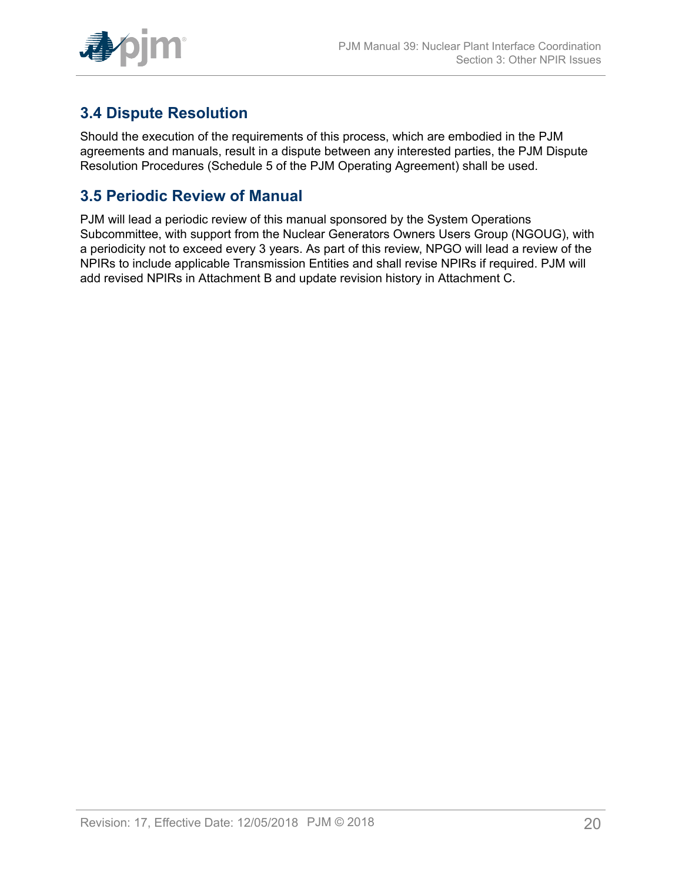## 3.4 Dispute Resolution

Should the execution of the requirements of this process, which are embodied in the PJM agreements and manuals, result in a dispute between any interested parties, the PJM Dispute Resolution Procedures (Schedule 5 of the PJM Operating Agreement) shall be used.

## 3.5 Periodic Review of Manual

PJM will lead a periodic review of this manual sponsored by the System Operations Subcommittee, with support from the Nuclear Generators Owners Users Group (NGOUG), with a periodicity not to exceed every 3 years. As part of this review, NPGO will lead a review of the NPIRs to include applicable Transmission Entities and shall revise NPIRs if required. PJM will add revised NPIRs in Attachment B and update revision history in Attachment C.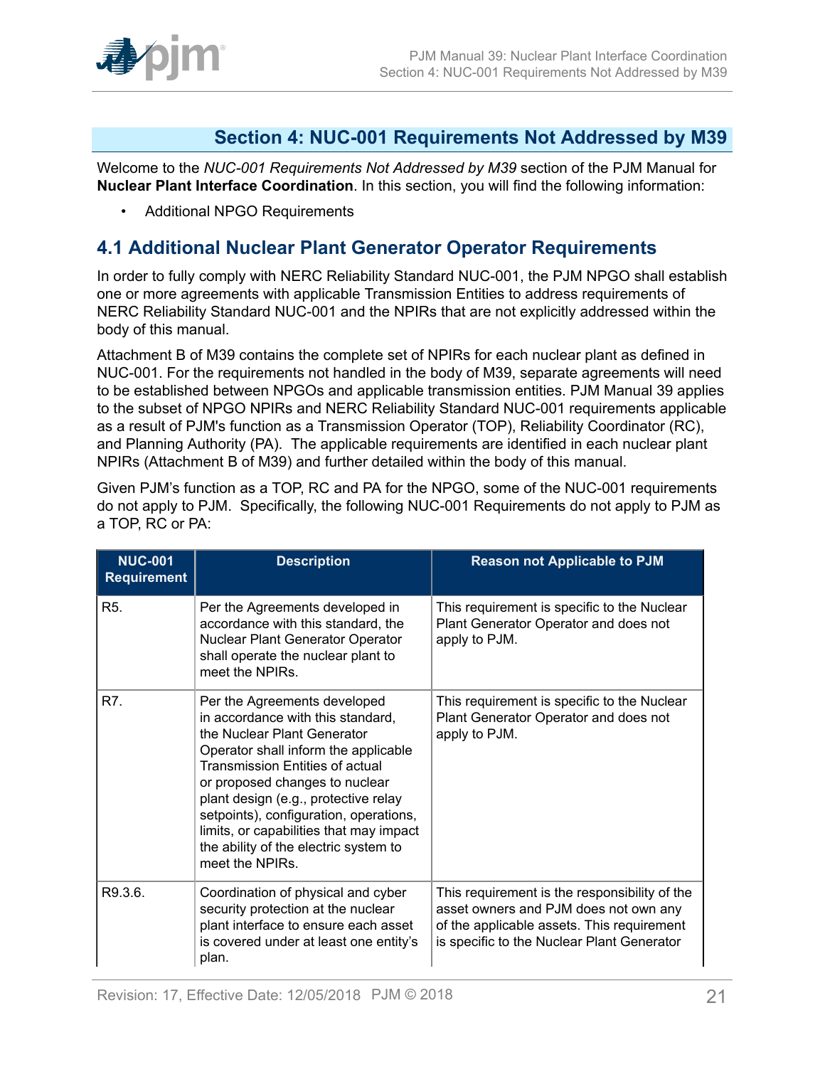## Section 4: NUC-001 Requirements Not Addressed by M39

Welcome to the *NUC-001 Requirements Not Addressed by M39* section of the PJM Manual for **Nuclear Plant Interface Coordination**. In this section, you will find the following information:

- Additional NPGO Requirements

### 4.1 Additional Nuclear Plant Generator Operator Requirements

In order to fully comply with NERC Reliability Standard NUC-001, the PJM NPGO shall establish one or more agreements with applicable Transmission Entities to address requirements of NERC Reliability Standard NUC-001 and the NPIRs that are not explicitly addressed within the body of this manual.

Attachment B of M39 contains the complete set of NPIRs for each nuclear plant as defined in NUC-001. For the requirements not handled in the body of M39, separate agreements will need to be established between NPGOs and applicable transmission entities. PJM Manual 39 applies to the subset of NPGO NPIRs and NERC Reliability Standard NUC-001 requirements applicable as a result of PJM's function as a Transmission Operator (TOP), Reliability Coordinator (RC), and Planning Authority (PA). The applicable requirements are identified in each nuclear plant NPIRs (Attachment B of M39) and further detailed within the body of this manual.

Given PJM's function as a TOP, RC and PA for the NPGO, some of the NUC-001 requirements do not apply to PJM. Specifically, the following NUC-001 Requirements do not apply to PJM as a TOP, RC or PA:

| NUC-001 Requirement | Description | Reason not Applicable to PJM |
|---|---|---|
| R5. | Per the Agreements developed in accordance with this standard, the Nuclear Plant Generator Operator shall operate the nuclear plant to meet the NPIRs. | This requirement is specific to the Nuclear Plant Generator Operator and does not apply to PJM. |
| R7. | Per the Agreements developed in accordance with this standard, the Nuclear Plant Generator Operator shall inform the applicable Transmission Entities of actual or proposed changes to nuclear plant design (e.g., protective relay setpoints), configuration, operations, limits, or capabilities that may impact the ability of the electric system to meet the NPIRs. | This requirement is specific to the Nuclear Plant Generator Operator and does not apply to PJM. |
| R9.3.6. | Coordination of physical and cyber security protection at the nuclear plant interface to ensure each asset is covered under at least one entity's plan. | This requirement is the responsibility of the asset owners and PJM does not own any of the applicable assets. This requirement is specific to the Nuclear Plant Generator |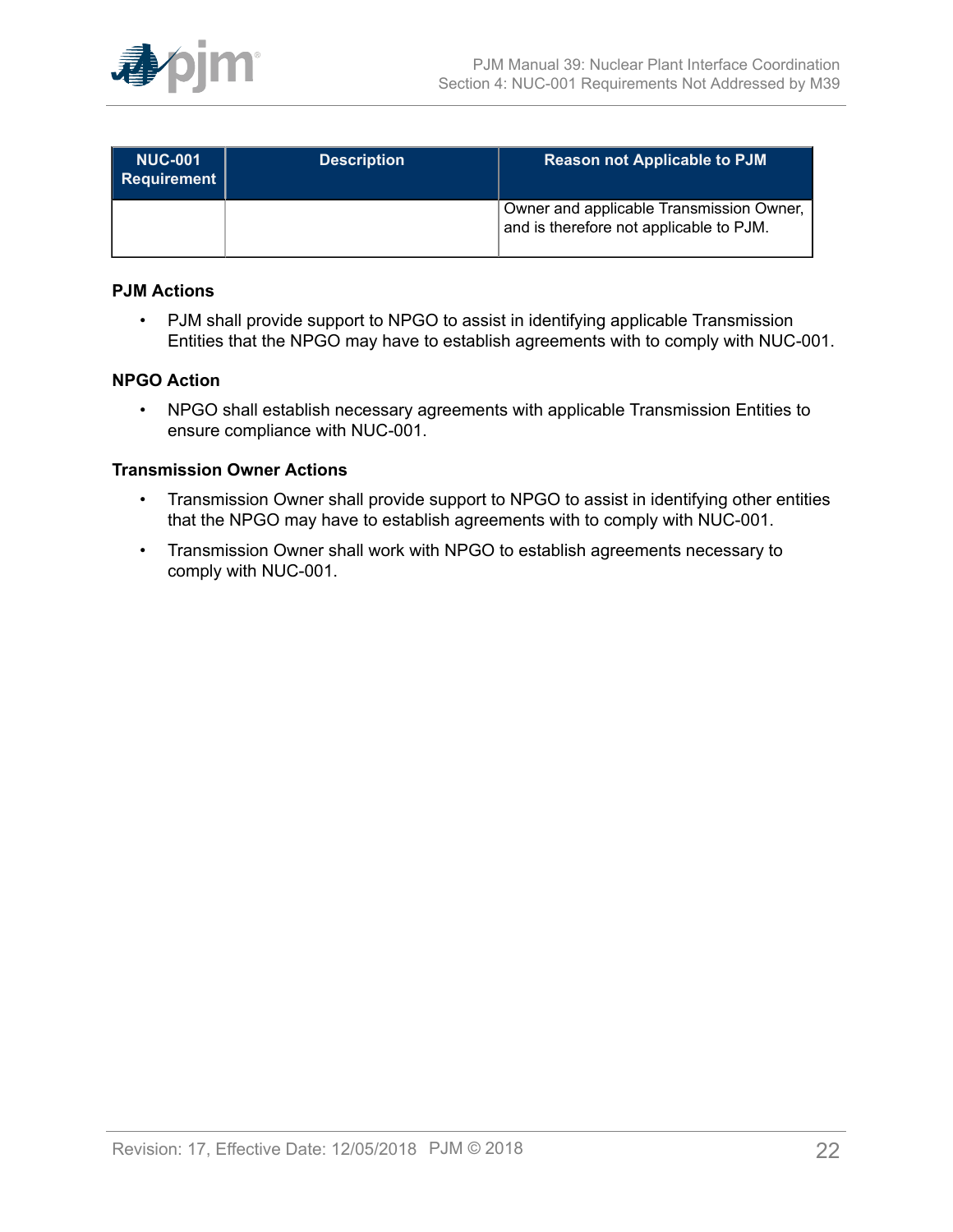| NUC-001 Requirement | Description | Reason not Applicable to PJM |
|---|---|---|
| | | Owner and applicable Transmission Owner, and is therefore not applicable to PJM. |

**PJM Actions**

- PJM shall provide support to NPGO to assist in identifying applicable Transmission Entities that the NPGO may have to establish agreements with to comply with NUC-001.

**NPGO Action**

- NPGO shall establish necessary agreements with applicable Transmission Entities to ensure compliance with NUC-001.

**Transmission Owner Actions**

- Transmission Owner shall provide support to NPGO to assist in identifying other entities that the NPGO may have to establish agreements with to comply with NUC-001.
- Transmission Owner shall work with NPGO to establish agreements necessary to comply with NUC-001.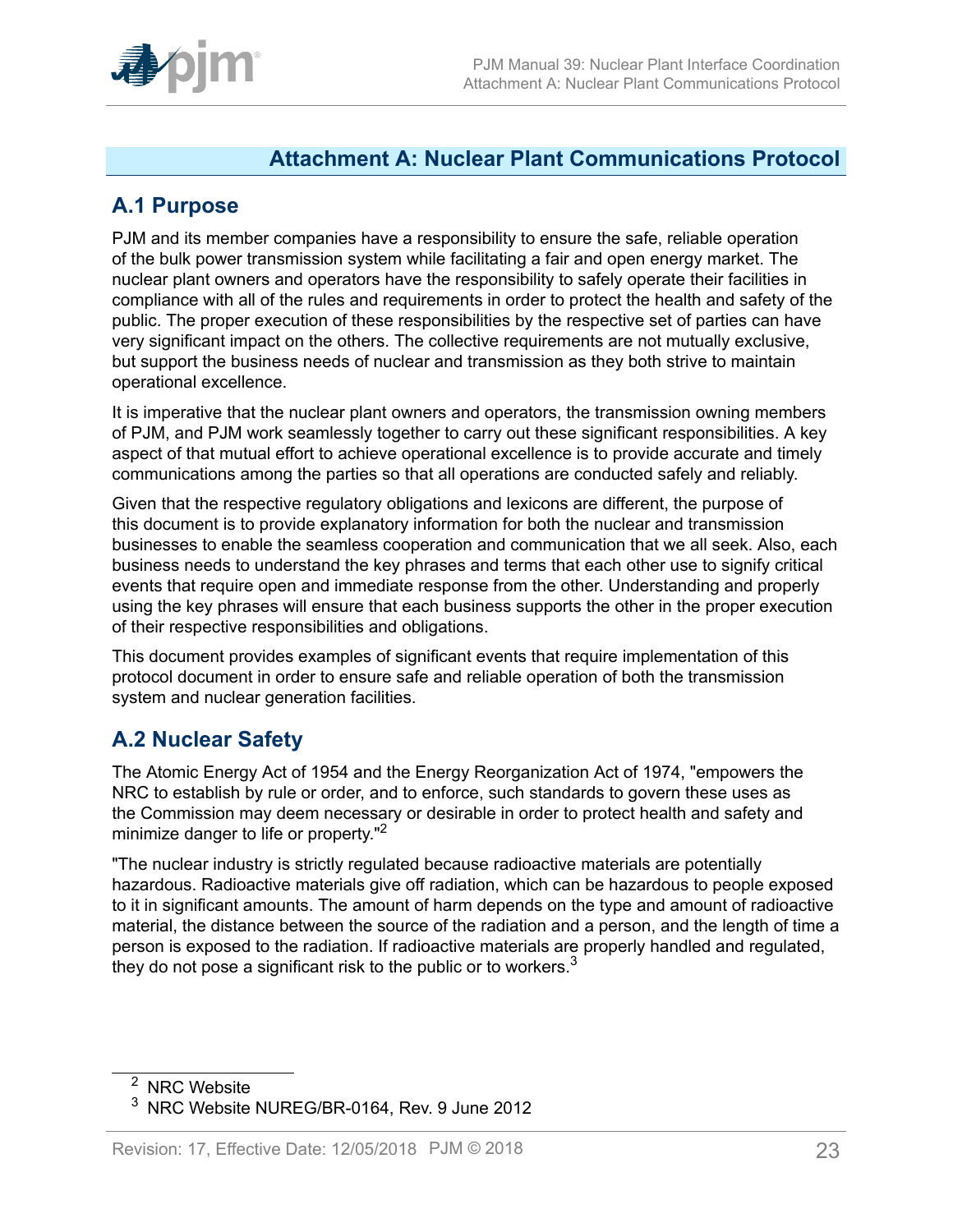# Attachment A: Nuclear Plant Communications Protocol

## A.1 Purpose

PJM and its member companies have a responsibility to ensure the safe, reliable operation of the bulk power transmission system while facilitating a fair and open energy market. The nuclear plant owners and operators have the responsibility to safely operate their facilities in compliance with all of the rules and requirements in order to protect the health and safety of the public. The proper execution of these responsibilities by the respective set of parties can have very significant impact on the others. The collective requirements are not mutually exclusive, but support the business needs of nuclear and transmission as they both strive to maintain operational excellence.

It is imperative that the nuclear plant owners and operators, the transmission owning members of PJM, and PJM work seamlessly together to carry out these significant responsibilities. A key aspect of that mutual effort to achieve operational excellence is to provide accurate and timely communications among the parties so that all operations are conducted safely and reliably.

Given that the respective regulatory obligations and lexicons are different, the purpose of this document is to provide explanatory information for both the nuclear and transmission businesses to enable the seamless cooperation and communication that we all seek. Also, each business needs to understand the key phrases and terms that each other use to signify critical events that require open and immediate response from the other. Understanding and properly using the key phrases will ensure that each business supports the other in the proper execution of their respective responsibilities and obligations.

This document provides examples of significant events that require implementation of this protocol document in order to ensure safe and reliable operation of both the transmission system and nuclear generation facilities.

## A.2 Nuclear Safety

The Atomic Energy Act of 1954 and the Energy Reorganization Act of 1974, "empowers the NRC to establish by rule or order, and to enforce, such standards to govern these uses as the Commission may deem necessary or desirable in order to protect health and safety and minimize danger to life or property."[2]

"The nuclear industry is strictly regulated because radioactive materials are potentially hazardous. Radioactive materials give off radiation, which can be hazardous to people exposed to it in significant amounts. The amount of harm depends on the type and amount of radioactive material, the distance between the source of the radiation and a person, and the length of time a person is exposed to the radiation. If radioactive materials are properly handled and regulated, they do not pose a significant risk to the public or to workers.[3]

---

[2] NRC Website

[3] NRC Website NUREG/BR-0164, Rev. 9 June 2012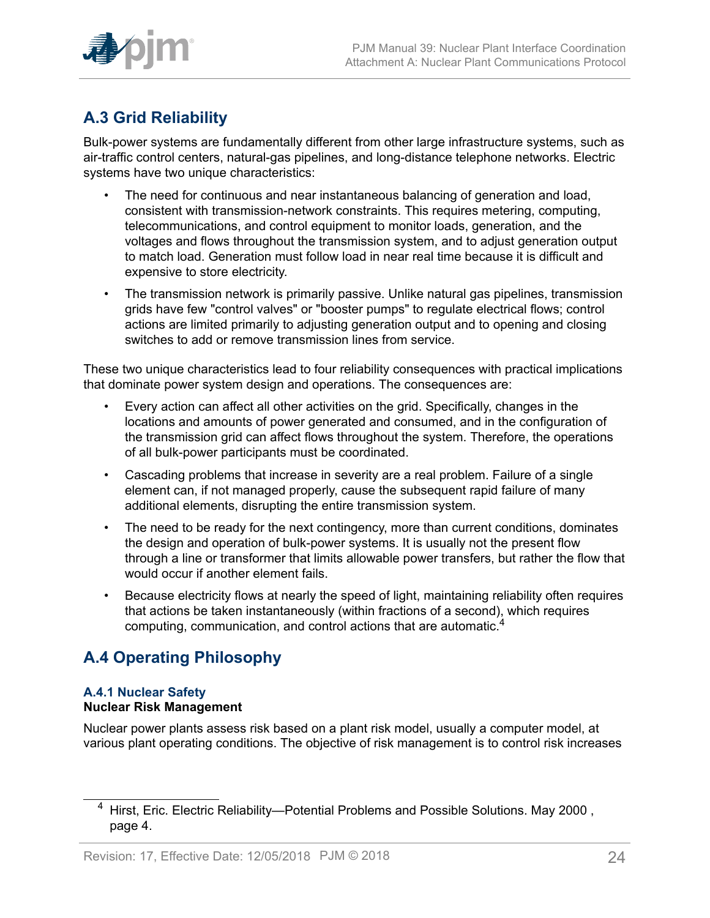## A.3 Grid Reliability

Bulk-power systems are fundamentally different from other large infrastructure systems, such as air-traffic control centers, natural-gas pipelines, and long-distance telephone networks. Electric systems have two unique characteristics:

- The need for continuous and near instantaneous balancing of generation and load, consistent with transmission-network constraints. This requires metering, computing, telecommunications, and control equipment to monitor loads, generation, and the voltages and flows throughout the transmission system, and to adjust generation output to match load. Generation must follow load in near real time because it is difficult and expensive to store electricity.
- The transmission network is primarily passive. Unlike natural gas pipelines, transmission grids have few "control valves" or "booster pumps" to regulate electrical flows; control actions are limited primarily to adjusting generation output and to opening and closing switches to add or remove transmission lines from service.

These two unique characteristics lead to four reliability consequences with practical implications that dominate power system design and operations. The consequences are:

- Every action can affect all other activities on the grid. Specifically, changes in the locations and amounts of power generated and consumed, and in the configuration of the transmission grid can affect flows throughout the system. Therefore, the operations of all bulk-power participants must be coordinated.
- Cascading problems that increase in severity are a real problem. Failure of a single element can, if not managed properly, cause the subsequent rapid failure of many additional elements, disrupting the entire transmission system.
- The need to be ready for the next contingency, more than current conditions, dominates the design and operation of bulk-power systems. It is usually not the present flow through a line or transformer that limits allowable power transfers, but rather the flow that would occur if another element fails.
- Because electricity flows at nearly the speed of light, maintaining reliability often requires that actions be taken instantaneously (within fractions of a second), which requires computing, communication, and control actions that are automatic.[4]

## A.4 Operating Philosophy

### A.4.1 Nuclear Safety

**Nuclear Risk Management**

Nuclear power plants assess risk based on a plant risk model, usually a computer model, at various plant operating conditions. The objective of risk management is to control risk increases

---

[4] Hirst, Eric. Electric Reliability—Potential Problems and Possible Solutions. May 2000 , page 4.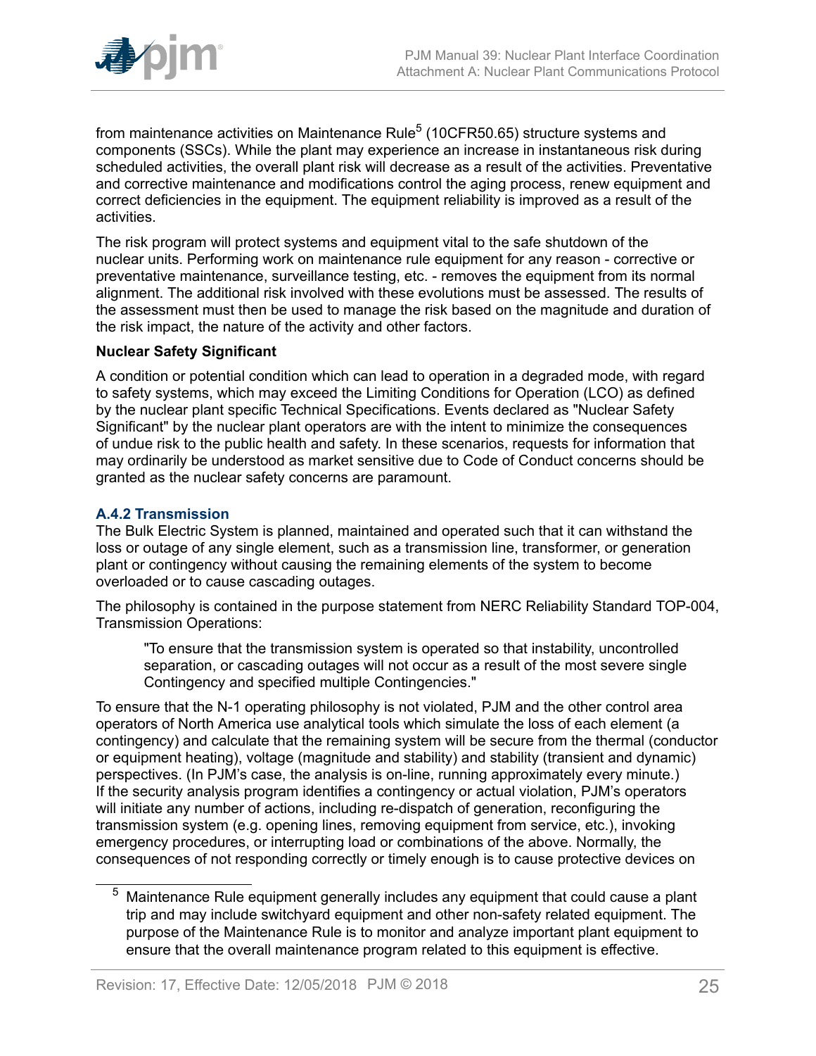from maintenance activities on Maintenance Rule[5] (10CFR50.65) structure systems and components (SSCs). While the plant may experience an increase in instantaneous risk during scheduled activities, the overall plant risk will decrease as a result of the activities. Preventative and corrective maintenance and modifications control the aging process, renew equipment and correct deficiencies in the equipment. The equipment reliability is improved as a result of the activities.

The risk program will protect systems and equipment vital to the safe shutdown of the nuclear units. Performing work on maintenance rule equipment for any reason - corrective or preventative maintenance, surveillance testing, etc. - removes the equipment from its normal alignment. The additional risk involved with these evolutions must be assessed. The results of the assessment must then be used to manage the risk based on the magnitude and duration of the risk impact, the nature of the activity and other factors.

**Nuclear Safety Significant**

A condition or potential condition which can lead to operation in a degraded mode, with regard to safety systems, which may exceed the Limiting Conditions for Operation (LCO) as defined by the nuclear plant specific Technical Specifications. Events declared as "Nuclear Safety Significant" by the nuclear plant operators are with the intent to minimize the consequences of undue risk to the public health and safety. In these scenarios, requests for information that may ordinarily be understood as market sensitive due to Code of Conduct concerns should be granted as the nuclear safety concerns are paramount.

### A.4.2 Transmission

The Bulk Electric System is planned, maintained and operated such that it can withstand the loss or outage of any single element, such as a transmission line, transformer, or generation plant or contingency without causing the remaining elements of the system to become overloaded or to cause cascading outages.

The philosophy is contained in the purpose statement from NERC Reliability Standard TOP-004, Transmission Operations:

> "To ensure that the transmission system is operated so that instability, uncontrolled separation, or cascading outages will not occur as a result of the most severe single Contingency and specified multiple Contingencies."

To ensure that the N-1 operating philosophy is not violated, PJM and the other control area operators of North America use analytical tools which simulate the loss of each element (a contingency) and calculate that the remaining system will be secure from the thermal (conductor or equipment heating), voltage (magnitude and stability) and stability (transient and dynamic) perspectives. (In PJM's case, the analysis is on-line, running approximately every minute.) If the security analysis program identifies a contingency or actual violation, PJM's operators will initiate any number of actions, including re-dispatch of generation, reconfiguring the transmission system (e.g. opening lines, removing equipment from service, etc.), invoking emergency procedures, or interrupting load or combinations of the above. Normally, the consequences of not responding correctly or timely enough is to cause protective devices on

---

[5] Maintenance Rule equipment generally includes any equipment that could cause a plant trip and may include switchyard equipment and other non-safety related equipment. The purpose of the Maintenance Rule is to monitor and analyze important plant equipment to ensure that the overall maintenance program related to this equipment is effective.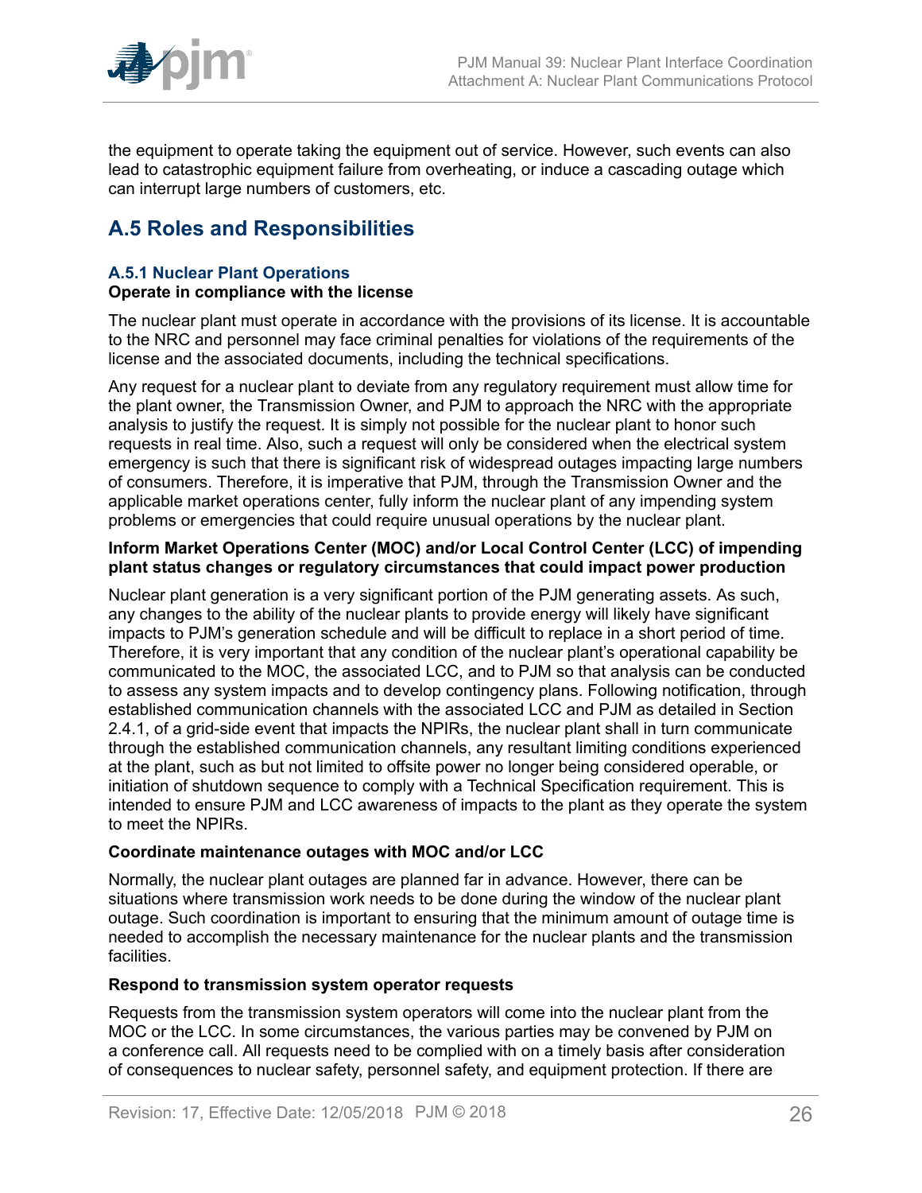the equipment to operate taking the equipment out of service. However, such events can also lead to catastrophic equipment failure from overheating, or induce a cascading outage which can interrupt large numbers of customers, etc.

## A.5 Roles and Responsibilities

### A.5.1 Nuclear Plant Operations

**Operate in compliance with the license**

The nuclear plant must operate in accordance with the provisions of its license. It is accountable to the NRC and personnel may face criminal penalties for violations of the requirements of the license and the associated documents, including the technical specifications.

Any request for a nuclear plant to deviate from any regulatory requirement must allow time for the plant owner, the Transmission Owner, and PJM to approach the NRC with the appropriate analysis to justify the request. It is simply not possible for the nuclear plant to honor such requests in real time. Also, such a request will only be considered when the electrical system emergency is such that there is significant risk of widespread outages impacting large numbers of consumers. Therefore, it is imperative that PJM, through the Transmission Owner and the applicable market operations center, fully inform the nuclear plant of any impending system problems or emergencies that could require unusual operations by the nuclear plant.

**Inform Market Operations Center (MOC) and/or Local Control Center (LCC) of impending plant status changes or regulatory circumstances that could impact power production**

Nuclear plant generation is a very significant portion of the PJM generating assets. As such, any changes to the ability of the nuclear plants to provide energy will likely have significant impacts to PJM's generation schedule and will be difficult to replace in a short period of time. Therefore, it is very important that any condition of the nuclear plant's operational capability be communicated to the MOC, the associated LCC, and to PJM so that analysis can be conducted to assess any system impacts and to develop contingency plans. Following notification, through established communication channels with the associated LCC and PJM as detailed in Section 2.4.1, of a grid-side event that impacts the NPIRs, the nuclear plant shall in turn communicate through the established communication channels, any resultant limiting conditions experienced at the plant, such as but not limited to offsite power no longer being considered operable, or initiation of shutdown sequence to comply with a Technical Specification requirement. This is intended to ensure PJM and LCC awareness of impacts to the plant as they operate the system to meet the NPIRs.

**Coordinate maintenance outages with MOC and/or LCC**

Normally, the nuclear plant outages are planned far in advance. However, there can be situations where transmission work needs to be done during the window of the nuclear plant outage. Such coordination is important to ensuring that the minimum amount of outage time is needed to accomplish the necessary maintenance for the nuclear plants and the transmission facilities.

**Respond to transmission system operator requests**

Requests from the transmission system operators will come into the nuclear plant from the MOC or the LCC. In some circumstances, the various parties may be convened by PJM on a conference call. All requests need to be complied with on a timely basis after consideration of consequences to nuclear safety, personnel safety, and equipment protection. If there are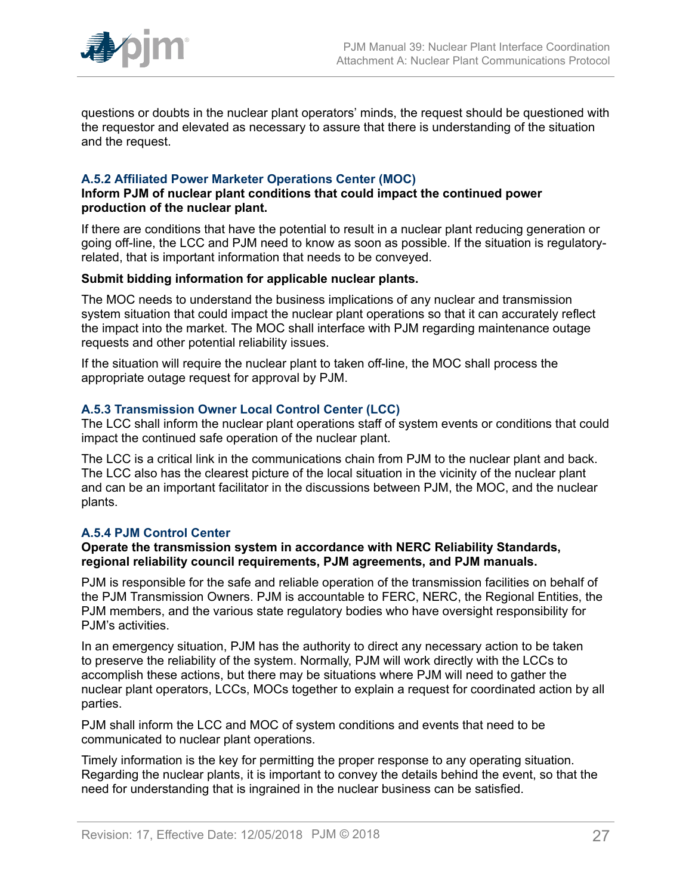questions or doubts in the nuclear plant operators' minds, the request should be questioned with the requestor and elevated as necessary to assure that there is understanding of the situation and the request.

### A.5.2 Affiliated Power Marketer Operations Center (MOC)

**Inform PJM of nuclear plant conditions that could impact the continued power production of the nuclear plant.**

If there are conditions that have the potential to result in a nuclear plant reducing generation or going off-line, the LCC and PJM need to know as soon as possible. If the situation is regulatory-related, that is important information that needs to be conveyed.

**Submit bidding information for applicable nuclear plants.**

The MOC needs to understand the business implications of any nuclear and transmission system situation that could impact the nuclear plant operations so that it can accurately reflect the impact into the market. The MOC shall interface with PJM regarding maintenance outage requests and other potential reliability issues.

If the situation will require the nuclear plant to taken off-line, the MOC shall process the appropriate outage request for approval by PJM.

### A.5.3 Transmission Owner Local Control Center (LCC)

The LCC shall inform the nuclear plant operations staff of system events or conditions that could impact the continued safe operation of the nuclear plant.

The LCC is a critical link in the communications chain from PJM to the nuclear plant and back. The LCC also has the clearest picture of the local situation in the vicinity of the nuclear plant and can be an important facilitator in the discussions between PJM, the MOC, and the nuclear plants.

### A.5.4 PJM Control Center

**Operate the transmission system in accordance with NERC Reliability Standards, regional reliability council requirements, PJM agreements, and PJM manuals.**

PJM is responsible for the safe and reliable operation of the transmission facilities on behalf of the PJM Transmission Owners. PJM is accountable to FERC, NERC, the Regional Entities, the PJM members, and the various state regulatory bodies who have oversight responsibility for PJM's activities.

In an emergency situation, PJM has the authority to direct any necessary action to be taken to preserve the reliability of the system. Normally, PJM will work directly with the LCCs to accomplish these actions, but there may be situations where PJM will need to gather the nuclear plant operators, LCCs, MOCs together to explain a request for coordinated action by all parties.

PJM shall inform the LCC and MOC of system conditions and events that need to be communicated to nuclear plant operations.

Timely information is the key for permitting the proper response to any operating situation. Regarding the nuclear plants, it is important to convey the details behind the event, so that the need for understanding that is ingrained in the nuclear business can be satisfied.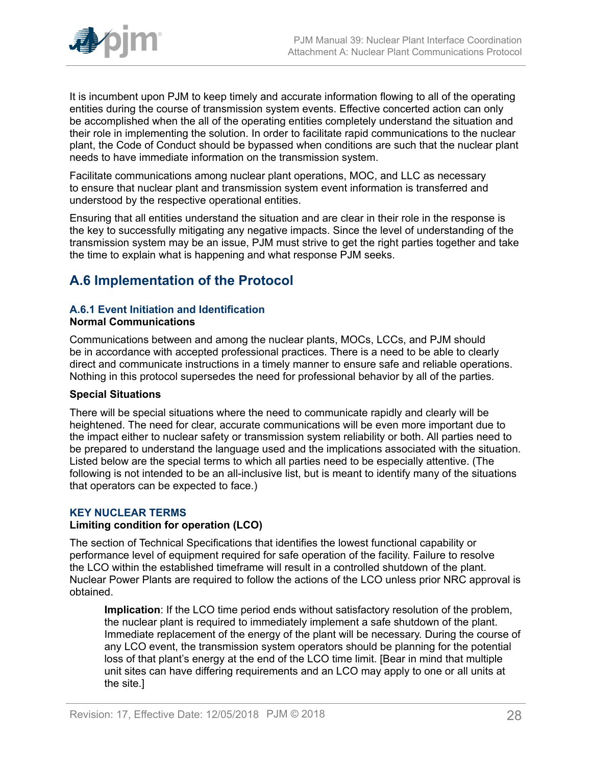It is incumbent upon PJM to keep timely and accurate information flowing to all of the operating entities during the course of transmission system events. Effective concerted action can only be accomplished when the all of the operating entities completely understand the situation and their role in implementing the solution. In order to facilitate rapid communications to the nuclear plant, the Code of Conduct should be bypassed when conditions are such that the nuclear plant needs to have immediate information on the transmission system.

Facilitate communications among nuclear plant operations, MOC, and LLC as necessary to ensure that nuclear plant and transmission system event information is transferred and understood by the respective operational entities.

Ensuring that all entities understand the situation and are clear in their role in the response is the key to successfully mitigating any negative impacts. Since the level of understanding of the transmission system may be an issue, PJM must strive to get the right parties together and take the time to explain what is happening and what response PJM seeks.

## A.6 Implementation of the Protocol

### A.6.1 Event Initiation and Identification

**Normal Communications**

Communications between and among the nuclear plants, MOCs, LCCs, and PJM should be in accordance with accepted professional practices. There is a need to be able to clearly direct and communicate instructions in a timely manner to ensure safe and reliable operations. Nothing in this protocol supersedes the need for professional behavior by all of the parties.

**Special Situations**

There will be special situations where the need to communicate rapidly and clearly will be heightened. The need for clear, accurate communications will be even more important due to the impact either to nuclear safety or transmission system reliability or both. All parties need to be prepared to understand the language used and the implications associated with the situation. Listed below are the special terms to which all parties need to be especially attentive. (The following is not intended to be an all-inclusive list, but is meant to identify many of the situations that operators can be expected to face.)

#### KEY NUCLEAR TERMS

**Limiting condition for operation (LCO)**

The section of Technical Specifications that identifies the lowest functional capability or performance level of equipment required for safe operation of the facility. Failure to resolve the LCO within the established timeframe will result in a controlled shutdown of the plant. Nuclear Power Plants are required to follow the actions of the LCO unless prior NRC approval is obtained.

> **Implication**: If the LCO time period ends without satisfactory resolution of the problem, the nuclear plant is required to immediately implement a safe shutdown of the plant. Immediate replacement of the energy of the plant will be necessary. During the course of any LCO event, the transmission system operators should be planning for the potential loss of that plant's energy at the end of the LCO time limit. [Bear in mind that multiple unit sites can have differing requirements and an LCO may apply to one or all units at the site.]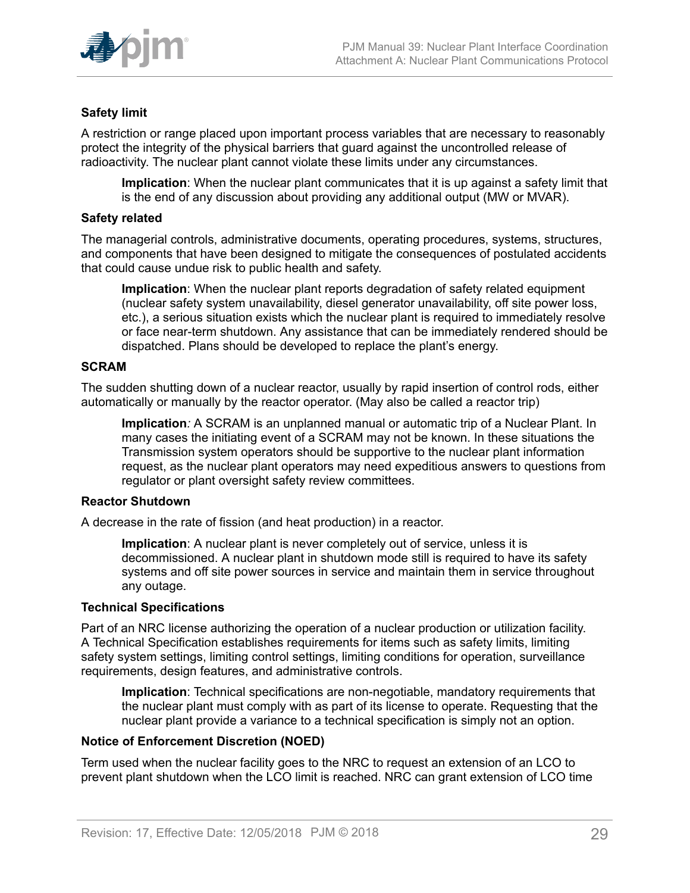### Safety limit

A restriction or range placed upon important process variables that are necessary to reasonably protect the integrity of the physical barriers that guard against the uncontrolled release of radioactivity. The nuclear plant cannot violate these limits under any circumstances.

> **Implication**: When the nuclear plant communicates that it is up against a safety limit that is the end of any discussion about providing any additional output (MW or MVAR).

### Safety related

The managerial controls, administrative documents, operating procedures, systems, structures, and components that have been designed to mitigate the consequences of postulated accidents that could cause undue risk to public health and safety.

> **Implication**: When the nuclear plant reports degradation of safety related equipment (nuclear safety system unavailability, diesel generator unavailability, off site power loss, etc.), a serious situation exists which the nuclear plant is required to immediately resolve or face near-term shutdown. Any assistance that can be immediately rendered should be dispatched. Plans should be developed to replace the plant's energy.

### SCRAM

The sudden shutting down of a nuclear reactor, usually by rapid insertion of control rods, either automatically or manually by the reactor operator. (May also be called a reactor trip)

> **Implication***:* A SCRAM is an unplanned manual or automatic trip of a Nuclear Plant. In many cases the initiating event of a SCRAM may not be known. In these situations the Transmission system operators should be supportive to the nuclear plant information request, as the nuclear plant operators may need expeditious answers to questions from regulator or plant oversight safety review committees.

### Reactor Shutdown

A decrease in the rate of fission (and heat production) in a reactor.

> **Implication**: A nuclear plant is never completely out of service, unless it is decommissioned. A nuclear plant in shutdown mode still is required to have its safety systems and off site power sources in service and maintain them in service throughout any outage.

### Technical Specifications

Part of an NRC license authorizing the operation of a nuclear production or utilization facility. A Technical Specification establishes requirements for items such as safety limits, limiting safety system settings, limiting control settings, limiting conditions for operation, surveillance requirements, design features, and administrative controls.

> **Implication**: Technical specifications are non-negotiable, mandatory requirements that the nuclear plant must comply with as part of its license to operate. Requesting that the nuclear plant provide a variance to a technical specification is simply not an option.

### Notice of Enforcement Discretion (NOED)

Term used when the nuclear facility goes to the NRC to request an extension of an LCO to prevent plant shutdown when the LCO limit is reached. NRC can grant extension of LCO time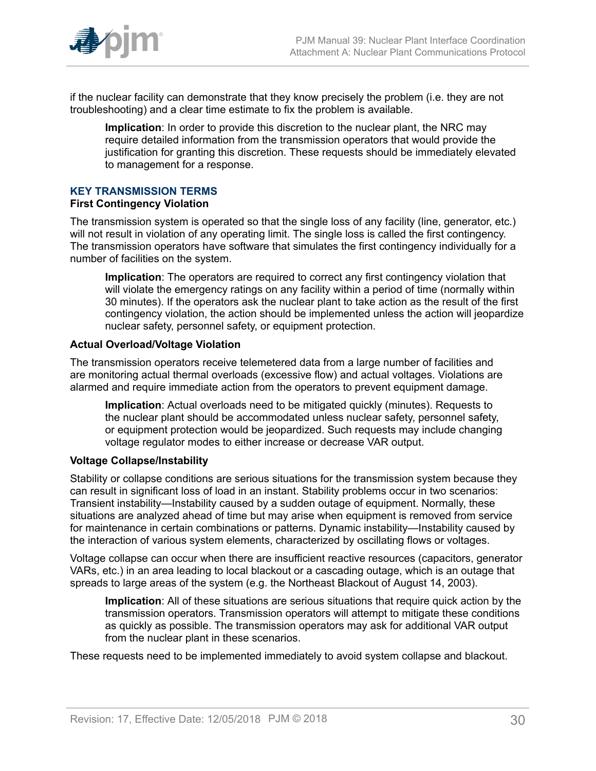if the nuclear facility can demonstrate that they know precisely the problem (i.e. they are not troubleshooting) and a clear time estimate to fix the problem is available.

> **Implication**: In order to provide this discretion to the nuclear plant, the NRC may require detailed information from the transmission operators that would provide the justification for granting this discretion. These requests should be immediately elevated to management for a response.

## KEY TRANSMISSION TERMS

### First Contingency Violation

The transmission system is operated so that the single loss of any facility (line, generator, etc.) will not result in violation of any operating limit. The single loss is called the first contingency. The transmission operators have software that simulates the first contingency individually for a number of facilities on the system.

> **Implication**: The operators are required to correct any first contingency violation that will violate the emergency ratings on any facility within a period of time (normally within 30 minutes). If the operators ask the nuclear plant to take action as the result of the first contingency violation, the action should be implemented unless the action will jeopardize nuclear safety, personnel safety, or equipment protection.

### Actual Overload/Voltage Violation

The transmission operators receive telemetered data from a large number of facilities and are monitoring actual thermal overloads (excessive flow) and actual voltages. Violations are alarmed and require immediate action from the operators to prevent equipment damage.

> **Implication**: Actual overloads need to be mitigated quickly (minutes). Requests to the nuclear plant should be accommodated unless nuclear safety, personnel safety, or equipment protection would be jeopardized. Such requests may include changing voltage regulator modes to either increase or decrease VAR output.

### Voltage Collapse/Instability

Stability or collapse conditions are serious situations for the transmission system because they can result in significant loss of load in an instant. Stability problems occur in two scenarios: Transient instability—Instability caused by a sudden outage of equipment. Normally, these situations are analyzed ahead of time but may arise when equipment is removed from service for maintenance in certain combinations or patterns. Dynamic instability—Instability caused by the interaction of various system elements, characterized by oscillating flows or voltages.

Voltage collapse can occur when there are insufficient reactive resources (capacitors, generator VARs, etc.) in an area leading to local blackout or a cascading outage, which is an outage that spreads to large areas of the system (e.g. the Northeast Blackout of August 14, 2003).

> **Implication**: All of these situations are serious situations that require quick action by the transmission operators. Transmission operators will attempt to mitigate these conditions as quickly as possible. The transmission operators may ask for additional VAR output from the nuclear plant in these scenarios.

These requests need to be implemented immediately to avoid system collapse and blackout.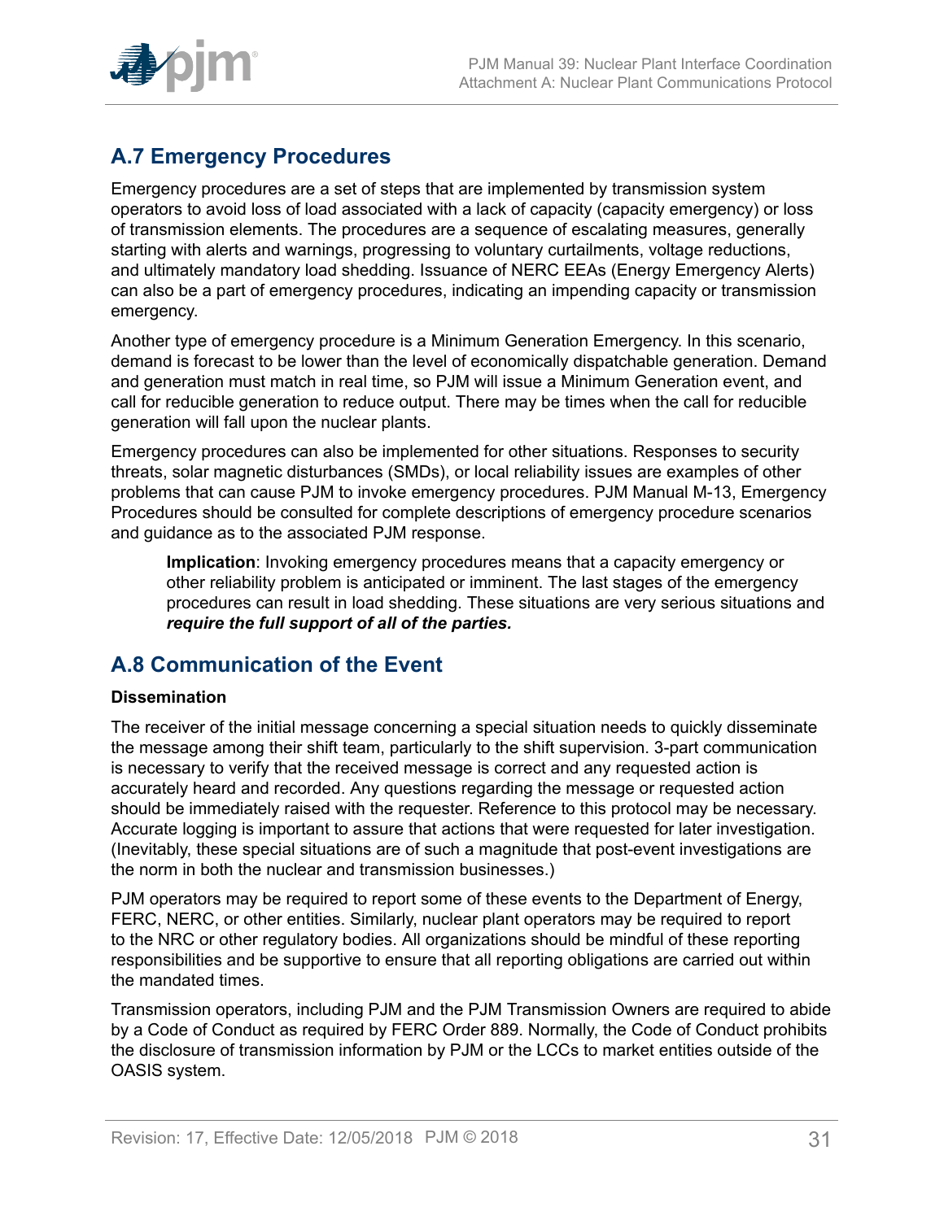## A.7 Emergency Procedures

Emergency procedures are a set of steps that are implemented by transmission system operators to avoid loss of load associated with a lack of capacity (capacity emergency) or loss of transmission elements. The procedures are a sequence of escalating measures, generally starting with alerts and warnings, progressing to voluntary curtailments, voltage reductions, and ultimately mandatory load shedding. Issuance of NERC EEAs (Energy Emergency Alerts) can also be a part of emergency procedures, indicating an impending capacity or transmission emergency.

Another type of emergency procedure is a Minimum Generation Emergency. In this scenario, demand is forecast to be lower than the level of economically dispatchable generation. Demand and generation must match in real time, so PJM will issue a Minimum Generation event, and call for reducible generation to reduce output. There may be times when the call for reducible generation will fall upon the nuclear plants.

Emergency procedures can also be implemented for other situations. Responses to security threats, solar magnetic disturbances (SMDs), or local reliability issues are examples of other problems that can cause PJM to invoke emergency procedures. PJM Manual M-13, Emergency Procedures should be consulted for complete descriptions of emergency procedure scenarios and guidance as to the associated PJM response.

> **Implication**: Invoking emergency procedures means that a capacity emergency or other reliability problem is anticipated or imminent. The last stages of the emergency procedures can result in load shedding. These situations are very serious situations and ***require the full support of all of the parties.***

## A.8 Communication of the Event

**Dissemination**

The receiver of the initial message concerning a special situation needs to quickly disseminate the message among their shift team, particularly to the shift supervision. 3-part communication is necessary to verify that the received message is correct and any requested action is accurately heard and recorded. Any questions regarding the message or requested action should be immediately raised with the requester. Reference to this protocol may be necessary. Accurate logging is important to assure that actions that were requested for later investigation. (Inevitably, these special situations are of such a magnitude that post-event investigations are the norm in both the nuclear and transmission businesses.)

PJM operators may be required to report some of these events to the Department of Energy, FERC, NERC, or other entities. Similarly, nuclear plant operators may be required to report to the NRC or other regulatory bodies. All organizations should be mindful of these reporting responsibilities and be supportive to ensure that all reporting obligations are carried out within the mandated times.

Transmission operators, including PJM and the PJM Transmission Owners are required to abide by a Code of Conduct as required by FERC Order 889. Normally, the Code of Conduct prohibits the disclosure of transmission information by PJM or the LCCs to market entities outside of the OASIS system.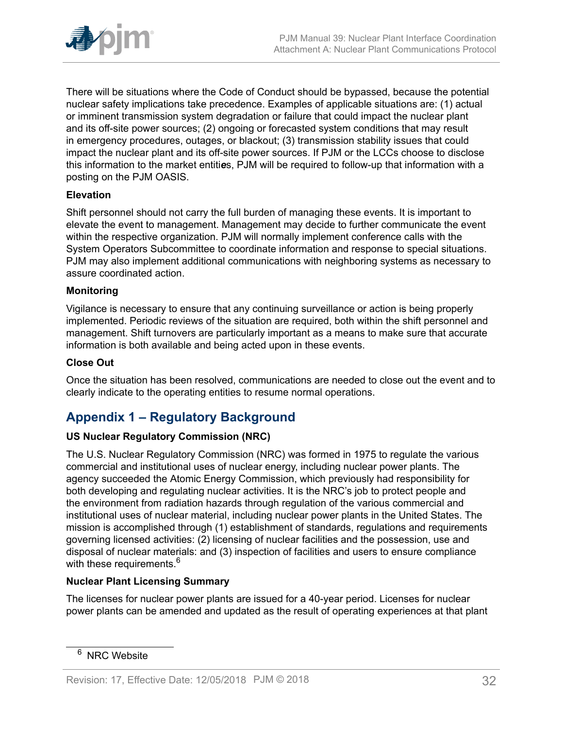There will be situations where the Code of Conduct should be bypassed, because the potential nuclear safety implications take precedence. Examples of applicable situations are: (1) actual or imminent transmission system degradation or failure that could impact the nuclear plant and its off-site power sources; (2) ongoing or forecasted system conditions that may result in emergency procedures, outages, or blackout; (3) transmission stability issues that could impact the nuclear plant and its off-site power sources. If PJM or the LCCs choose to disclose this information to the market entities, PJM will be required to follow-up that information with a posting on the PJM OASIS.

**Elevation**

Shift personnel should not carry the full burden of managing these events. It is important to elevate the event to management. Management may decide to further communicate the event within the respective organization. PJM will normally implement conference calls with the System Operators Subcommittee to coordinate information and response to special situations. PJM may also implement additional communications with neighboring systems as necessary to assure coordinated action.

**Monitoring**

Vigilance is necessary to ensure that any continuing surveillance or action is being properly implemented. Periodic reviews of the situation are required, both within the shift personnel and management. Shift turnovers are particularly important as a means to make sure that accurate information is both available and being acted upon in these events.

**Close Out**

Once the situation has been resolved, communications are needed to close out the event and to clearly indicate to the operating entities to resume normal operations.

## Appendix 1 – Regulatory Background

**US Nuclear Regulatory Commission (NRC)**

The U.S. Nuclear Regulatory Commission (NRC) was formed in 1975 to regulate the various commercial and institutional uses of nuclear energy, including nuclear power plants. The agency succeeded the Atomic Energy Commission, which previously had responsibility for both developing and regulating nuclear activities. It is the NRC's job to protect people and the environment from radiation hazards through regulation of the various commercial and institutional uses of nuclear material, including nuclear power plants in the United States. The mission is accomplished through (1) establishment of standards, regulations and requirements governing licensed activities: (2) licensing of nuclear facilities and the possession, use and disposal of nuclear materials: and (3) inspection of facilities and users to ensure compliance with these requirements.[6]

**Nuclear Plant Licensing Summary**

The licenses for nuclear power plants are issued for a 40-year period. Licenses for nuclear power plants can be amended and updated as the result of operating experiences at that plant

[6] NRC Website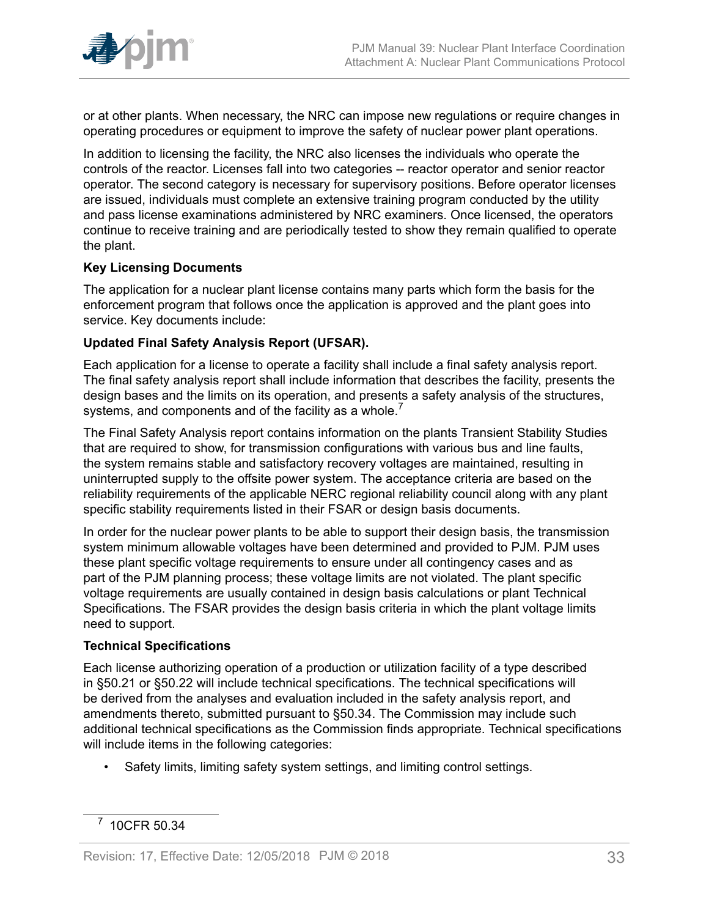or at other plants. When necessary, the NRC can impose new regulations or require changes in operating procedures or equipment to improve the safety of nuclear power plant operations.

In addition to licensing the facility, the NRC also licenses the individuals who operate the controls of the reactor. Licenses fall into two categories -- reactor operator and senior reactor operator. The second category is necessary for supervisory positions. Before operator licenses are issued, individuals must complete an extensive training program conducted by the utility and pass license examinations administered by NRC examiners. Once licensed, the operators continue to receive training and are periodically tested to show they remain qualified to operate the plant.

**Key Licensing Documents**

The application for a nuclear plant license contains many parts which form the basis for the enforcement program that follows once the application is approved and the plant goes into service. Key documents include:

**Updated Final Safety Analysis Report (UFSAR).**

Each application for a license to operate a facility shall include a final safety analysis report. The final safety analysis report shall include information that describes the facility, presents the design bases and the limits on its operation, and presents a safety analysis of the structures, systems, and components and of the facility as a whole.[7]

The Final Safety Analysis report contains information on the plants Transient Stability Studies that are required to show, for transmission configurations with various bus and line faults, the system remains stable and satisfactory recovery voltages are maintained, resulting in uninterrupted supply to the offsite power system. The acceptance criteria are based on the reliability requirements of the applicable NERC regional reliability council along with any plant specific stability requirements listed in their FSAR or design basis documents.

In order for the nuclear power plants to be able to support their design basis, the transmission system minimum allowable voltages have been determined and provided to PJM. PJM uses these plant specific voltage requirements to ensure under all contingency cases and as part of the PJM planning process; these voltage limits are not violated. The plant specific voltage requirements are usually contained in design basis calculations or plant Technical Specifications. The FSAR provides the design basis criteria in which the plant voltage limits need to support.

**Technical Specifications**

Each license authorizing operation of a production or utilization facility of a type described in §50.21 or §50.22 will include technical specifications. The technical specifications will be derived from the analyses and evaluation included in the safety analysis report, and amendments thereto, submitted pursuant to §50.34. The Commission may include such additional technical specifications as the Commission finds appropriate. Technical specifications will include items in the following categories:

- Safety limits, limiting safety system settings, and limiting control settings.

[7] 10CFR 50.34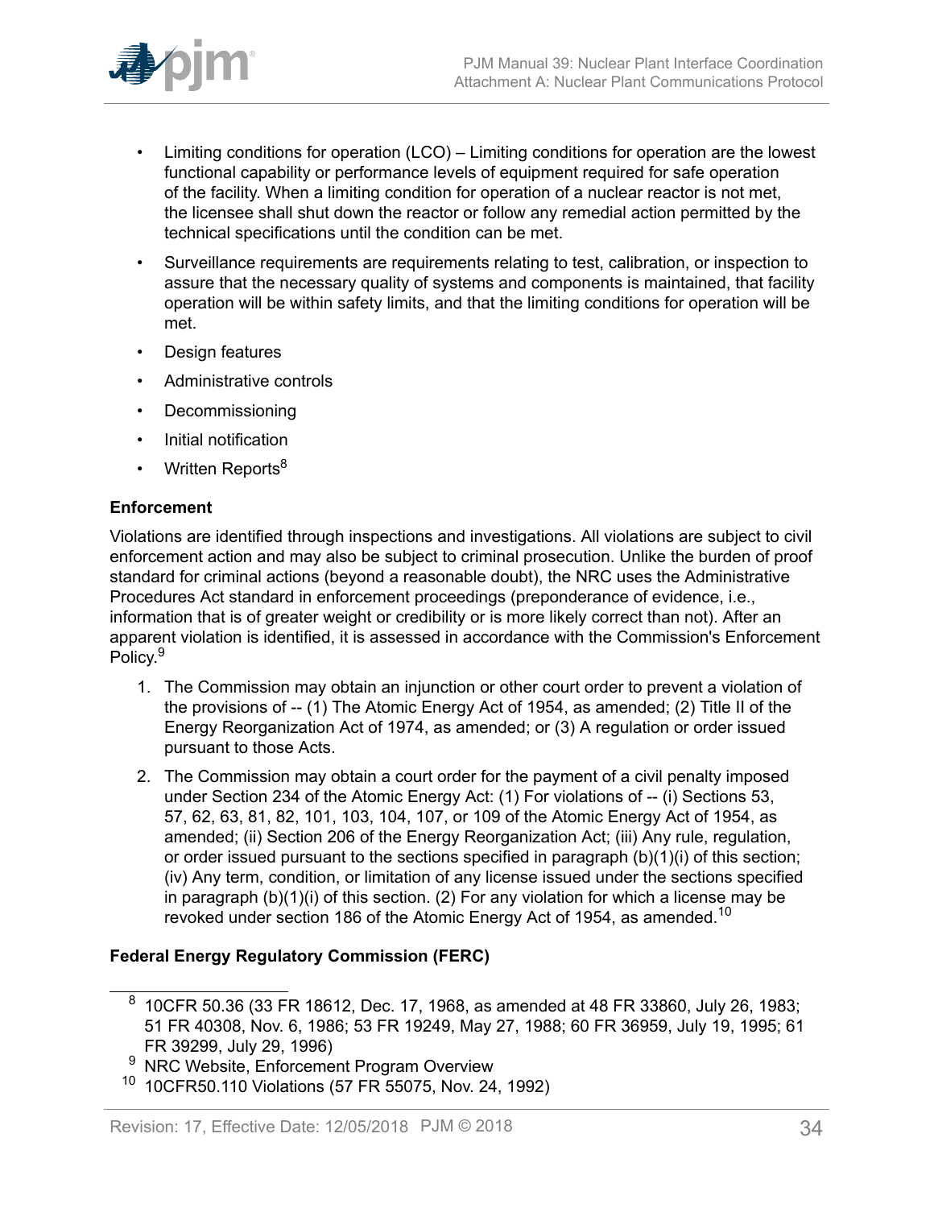- Limiting conditions for operation (LCO) – Limiting conditions for operation are the lowest functional capability or performance levels of equipment required for safe operation of the facility. When a limiting condition for operation of a nuclear reactor is not met, the licensee shall shut down the reactor or follow any remedial action permitted by the technical specifications until the condition can be met.
- Surveillance requirements are requirements relating to test, calibration, or inspection to assure that the necessary quality of systems and components is maintained, that facility operation will be within safety limits, and that the limiting conditions for operation will be met.
- Design features
- Administrative controls
- Decommissioning
- Initial notification
- Written Reports[8]

**Enforcement**

Violations are identified through inspections and investigations. All violations are subject to civil enforcement action and may also be subject to criminal prosecution. Unlike the burden of proof standard for criminal actions (beyond a reasonable doubt), the NRC uses the Administrative Procedures Act standard in enforcement proceedings (preponderance of evidence, i.e., information that is of greater weight or credibility or is more likely correct than not). After an apparent violation is identified, it is assessed in accordance with the Commission's Enforcement Policy.[9]

1. The Commission may obtain an injunction or other court order to prevent a violation of the provisions of -- (1) The Atomic Energy Act of 1954, as amended; (2) Title II of the Energy Reorganization Act of 1974, as amended; or (3) A regulation or order issued pursuant to those Acts.
2. The Commission may obtain a court order for the payment of a civil penalty imposed under Section 234 of the Atomic Energy Act: (1) For violations of -- (i) Sections 53, 57, 62, 63, 81, 82, 101, 103, 104, 107, or 109 of the Atomic Energy Act of 1954, as amended; (ii) Section 206 of the Energy Reorganization Act; (iii) Any rule, regulation, or order issued pursuant to the sections specified in paragraph (b)(1)(i) of this section; (iv) Any term, condition, or limitation of any license issued under the sections specified in paragraph (b)(1)(i) of this section. (2) For any violation for which a license may be revoked under section 186 of the Atomic Energy Act of 1954, as amended.[10]

**Federal Energy Regulatory Commission (FERC)**

---

[8] 10CFR 50.36 (33 FR 18612, Dec. 17, 1968, as amended at 48 FR 33860, July 26, 1983; 51 FR 40308, Nov. 6, 1986; 53 FR 19249, May 27, 1988; 60 FR 36959, July 19, 1995; 61 FR 39299, July 29, 1996)

[9] NRC Website, Enforcement Program Overview

[10] 10CFR50.110 Violations (57 FR 55075, Nov. 24, 1992)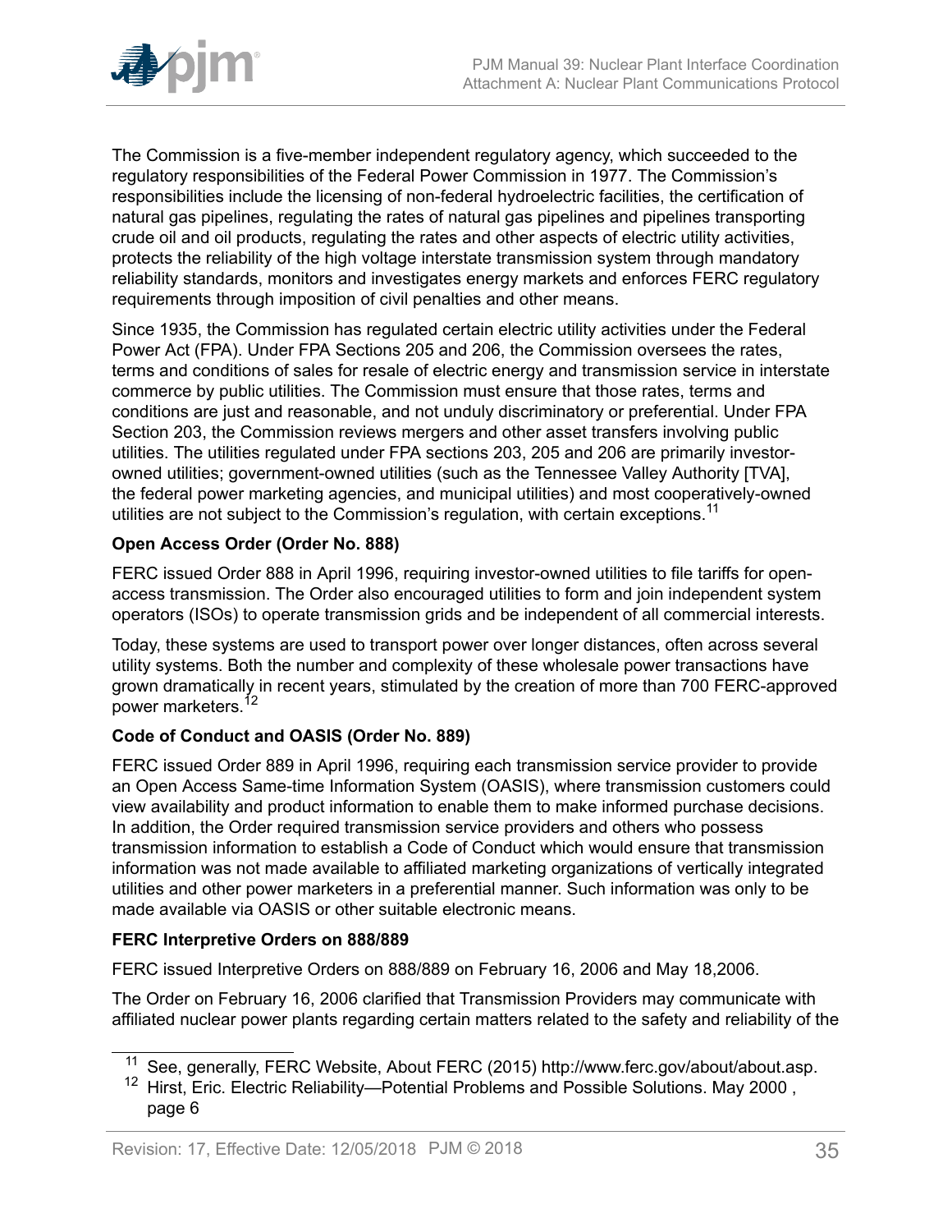The Commission is a five-member independent regulatory agency, which succeeded to the regulatory responsibilities of the Federal Power Commission in 1977. The Commission's responsibilities include the licensing of non-federal hydroelectric facilities, the certification of natural gas pipelines, regulating the rates of natural gas pipelines and pipelines transporting crude oil and oil products, regulating the rates and other aspects of electric utility activities, protects the reliability of the high voltage interstate transmission system through mandatory reliability standards, monitors and investigates energy markets and enforces FERC regulatory requirements through imposition of civil penalties and other means.

Since 1935, the Commission has regulated certain electric utility activities under the Federal Power Act (FPA). Under FPA Sections 205 and 206, the Commission oversees the rates, terms and conditions of sales for resale of electric energy and transmission service in interstate commerce by public utilities. The Commission must ensure that those rates, terms and conditions are just and reasonable, and not unduly discriminatory or preferential. Under FPA Section 203, the Commission reviews mergers and other asset transfers involving public utilities. The utilities regulated under FPA sections 203, 205 and 206 are primarily investor-owned utilities; government-owned utilities (such as the Tennessee Valley Authority [TVA], the federal power marketing agencies, and municipal utilities) and most cooperatively-owned utilities are not subject to the Commission's regulation, with certain exceptions.[11]

**Open Access Order (Order No. 888)**

FERC issued Order 888 in April 1996, requiring investor-owned utilities to file tariffs for open-access transmission. The Order also encouraged utilities to form and join independent system operators (ISOs) to operate transmission grids and be independent of all commercial interests.

Today, these systems are used to transport power over longer distances, often across several utility systems. Both the number and complexity of these wholesale power transactions have grown dramatically in recent years, stimulated by the creation of more than 700 FERC-approved power marketers.[12]

**Code of Conduct and OASIS (Order No. 889)**

FERC issued Order 889 in April 1996, requiring each transmission service provider to provide an Open Access Same-time Information System (OASIS), where transmission customers could view availability and product information to enable them to make informed purchase decisions. In addition, the Order required transmission service providers and others who possess transmission information to establish a Code of Conduct which would ensure that transmission information was not made available to affiliated marketing organizations of vertically integrated utilities and other power marketers in a preferential manner. Such information was only to be made available via OASIS or other suitable electronic means.

**FERC Interpretive Orders on 888/889**

FERC issued Interpretive Orders on 888/889 on February 16, 2006 and May 18,2006.

The Order on February 16, 2006 clarified that Transmission Providers may communicate with affiliated nuclear power plants regarding certain matters related to the safety and reliability of the

---

[11] See, generally, FERC Website, About FERC (2015) http://www.ferc.gov/about/about.asp.

[12] Hirst, Eric. Electric Reliability—Potential Problems and Possible Solutions. May 2000 , page 6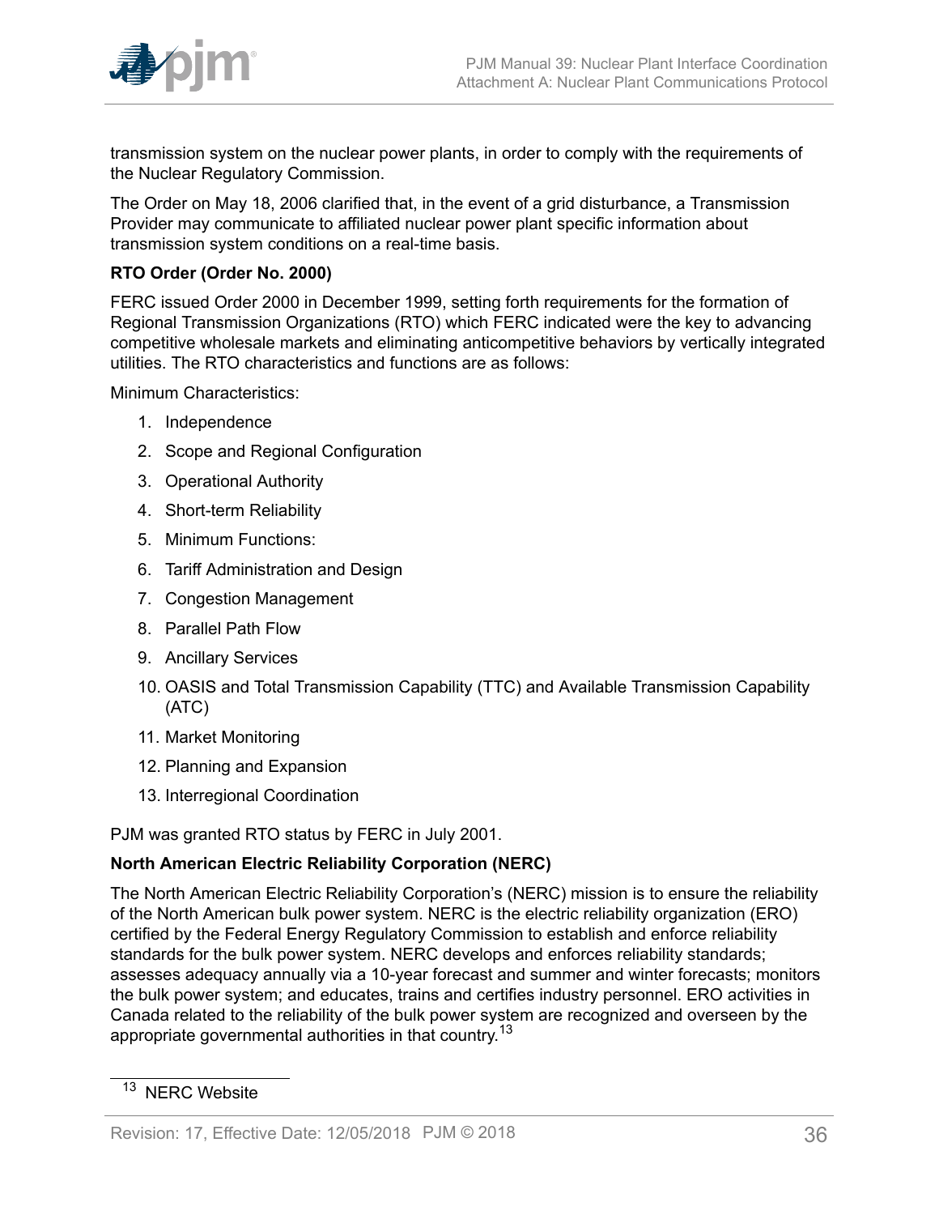transmission system on the nuclear power plants, in order to comply with the requirements of the Nuclear Regulatory Commission.

The Order on May 18, 2006 clarified that, in the event of a grid disturbance, a Transmission Provider may communicate to affiliated nuclear power plant specific information about transmission system conditions on a real-time basis.

**RTO Order (Order No. 2000)**

FERC issued Order 2000 in December 1999, setting forth requirements for the formation of Regional Transmission Organizations (RTO) which FERC indicated were the key to advancing competitive wholesale markets and eliminating anticompetitive behaviors by vertically integrated utilities. The RTO characteristics and functions are as follows:

Minimum Characteristics:

1. Independence
2. Scope and Regional Configuration
3. Operational Authority
4. Short-term Reliability
5. Minimum Functions:
6. Tariff Administration and Design
7. Congestion Management
8. Parallel Path Flow
9. Ancillary Services
10. OASIS and Total Transmission Capability (TTC) and Available Transmission Capability (ATC)
11. Market Monitoring
12. Planning and Expansion
13. Interregional Coordination

PJM was granted RTO status by FERC in July 2001.

**North American Electric Reliability Corporation (NERC)**

The North American Electric Reliability Corporation's (NERC) mission is to ensure the reliability of the North American bulk power system. NERC is the electric reliability organization (ERO) certified by the Federal Energy Regulatory Commission to establish and enforce reliability standards for the bulk power system. NERC develops and enforces reliability standards; assesses adequacy annually via a 10-year forecast and summer and winter forecasts; monitors the bulk power system; and educates, trains and certifies industry personnel. ERO activities in Canada related to the reliability of the bulk power system are recognized and overseen by the appropriate governmental authorities in that country.[13]

[13] NERC Website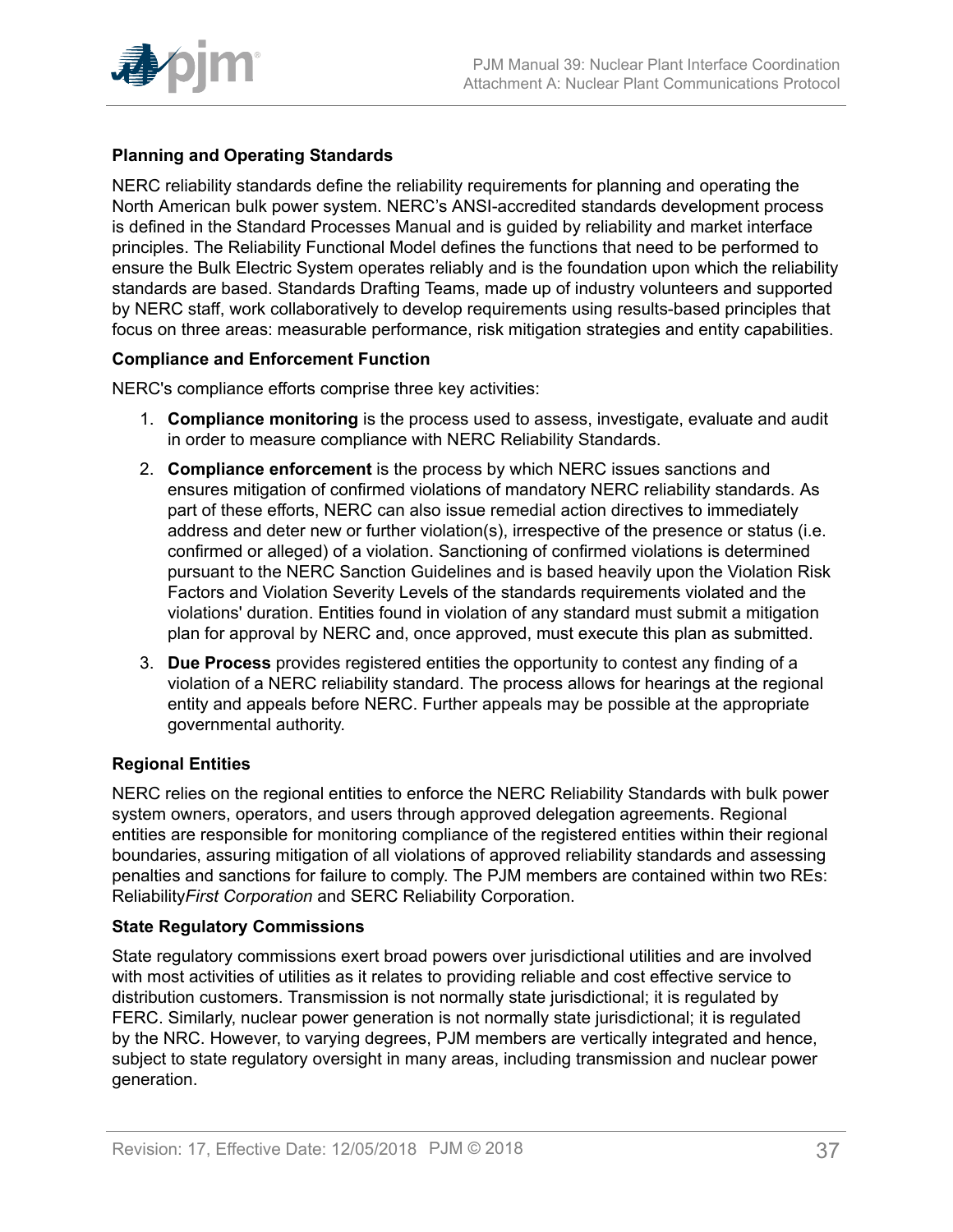**Planning and Operating Standards**

NERC reliability standards define the reliability requirements for planning and operating the North American bulk power system. NERC's ANSI-accredited standards development process is defined in the Standard Processes Manual and is guided by reliability and market interface principles. The Reliability Functional Model defines the functions that need to be performed to ensure the Bulk Electric System operates reliably and is the foundation upon which the reliability standards are based. Standards Drafting Teams, made up of industry volunteers and supported by NERC staff, work collaboratively to develop requirements using results-based principles that focus on three areas: measurable performance, risk mitigation strategies and entity capabilities.

**Compliance and Enforcement Function**

NERC's compliance efforts comprise three key activities:

1. **Compliance monitoring** is the process used to assess, investigate, evaluate and audit in order to measure compliance with NERC Reliability Standards.
2. **Compliance enforcement** is the process by which NERC issues sanctions and ensures mitigation of confirmed violations of mandatory NERC reliability standards. As part of these efforts, NERC can also issue remedial action directives to immediately address and deter new or further violation(s), irrespective of the presence or status (i.e. confirmed or alleged) of a violation. Sanctioning of confirmed violations is determined pursuant to the NERC Sanction Guidelines and is based heavily upon the Violation Risk Factors and Violation Severity Levels of the standards requirements violated and the violations' duration. Entities found in violation of any standard must submit a mitigation plan for approval by NERC and, once approved, must execute this plan as submitted.
3. **Due Process** provides registered entities the opportunity to contest any finding of a violation of a NERC reliability standard. The process allows for hearings at the regional entity and appeals before NERC. Further appeals may be possible at the appropriate governmental authority.

**Regional Entities**

NERC relies on the regional entities to enforce the NERC Reliability Standards with bulk power system owners, operators, and users through approved delegation agreements. Regional entities are responsible for monitoring compliance of the registered entities within their regional boundaries, assuring mitigation of all violations of approved reliability standards and assessing penalties and sanctions for failure to comply. The PJM members are contained within two REs: Reliability*First Corporation* and SERC Reliability Corporation.

**State Regulatory Commissions**

State regulatory commissions exert broad powers over jurisdictional utilities and are involved with most activities of utilities as it relates to providing reliable and cost effective service to distribution customers. Transmission is not normally state jurisdictional; it is regulated by FERC. Similarly, nuclear power generation is not normally state jurisdictional; it is regulated by the NRC. However, to varying degrees, PJM members are vertically integrated and hence, subject to state regulatory oversight in many areas, including transmission and nuclear power generation.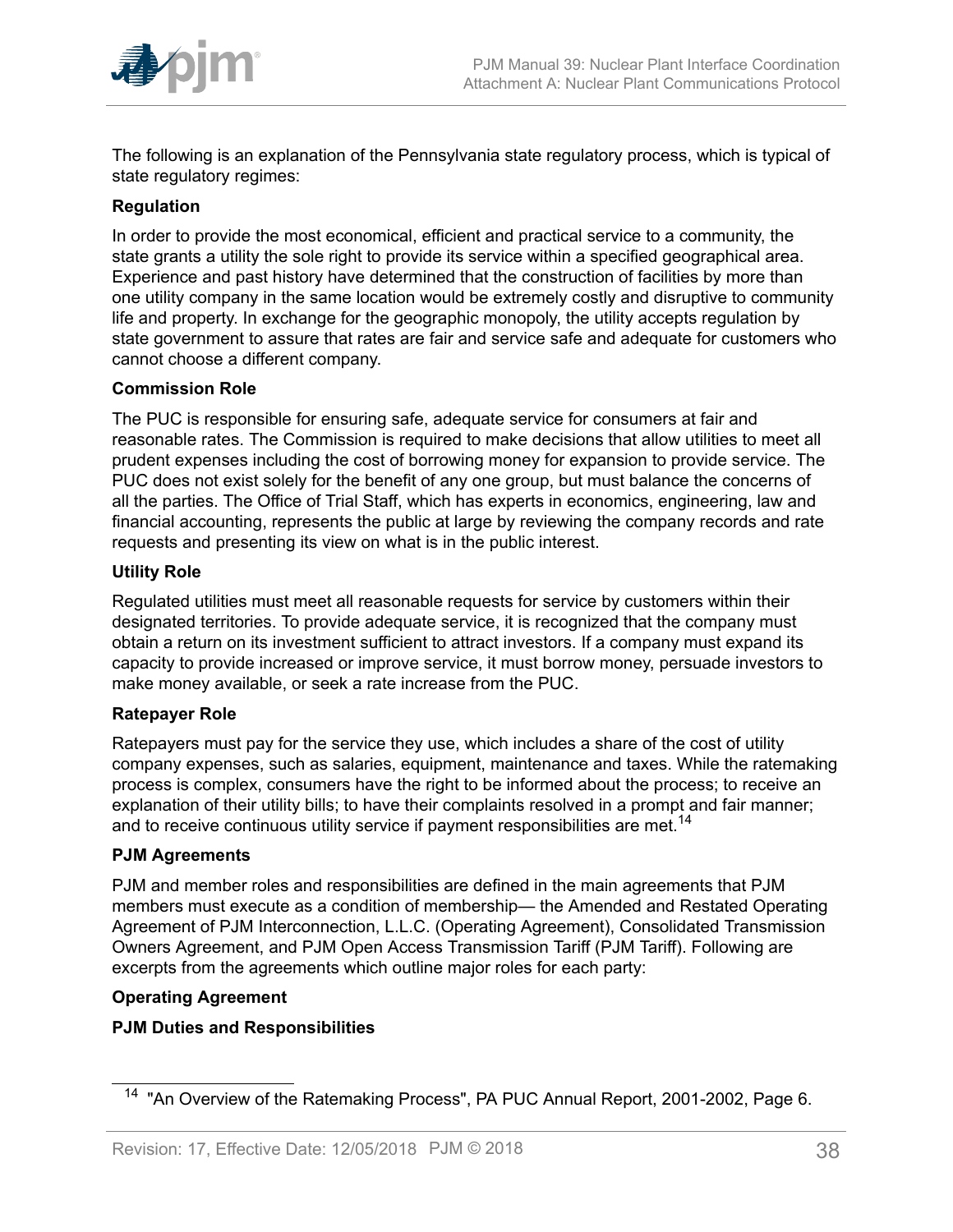The following is an explanation of the Pennsylvania state regulatory process, which is typical of state regulatory regimes:

**Regulation**

In order to provide the most economical, efficient and practical service to a community, the state grants a utility the sole right to provide its service within a specified geographical area. Experience and past history have determined that the construction of facilities by more than one utility company in the same location would be extremely costly and disruptive to community life and property. In exchange for the geographic monopoly, the utility accepts regulation by state government to assure that rates are fair and service safe and adequate for customers who cannot choose a different company.

**Commission Role**

The PUC is responsible for ensuring safe, adequate service for consumers at fair and reasonable rates. The Commission is required to make decisions that allow utilities to meet all prudent expenses including the cost of borrowing money for expansion to provide service. The PUC does not exist solely for the benefit of any one group, but must balance the concerns of all the parties. The Office of Trial Staff, which has experts in economics, engineering, law and financial accounting, represents the public at large by reviewing the company records and rate requests and presenting its view on what is in the public interest.

**Utility Role**

Regulated utilities must meet all reasonable requests for service by customers within their designated territories. To provide adequate service, it is recognized that the company must obtain a return on its investment sufficient to attract investors. If a company must expand its capacity to provide increased or improve service, it must borrow money, persuade investors to make money available, or seek a rate increase from the PUC.

**Ratepayer Role**

Ratepayers must pay for the service they use, which includes a share of the cost of utility company expenses, such as salaries, equipment, maintenance and taxes. While the ratemaking process is complex, consumers have the right to be informed about the process; to receive an explanation of their utility bills; to have their complaints resolved in a prompt and fair manner; and to receive continuous utility service if payment responsibilities are met.[14]

**PJM Agreements**

PJM and member roles and responsibilities are defined in the main agreements that PJM members must execute as a condition of membership— the Amended and Restated Operating Agreement of PJM Interconnection, L.L.C. (Operating Agreement), Consolidated Transmission Owners Agreement, and PJM Open Access Transmission Tariff (PJM Tariff). Following are excerpts from the agreements which outline major roles for each party:

**Operating Agreement**

**PJM Duties and Responsibilities**

[14] "An Overview of the Ratemaking Process", PA PUC Annual Report, 2001-2002, Page 6.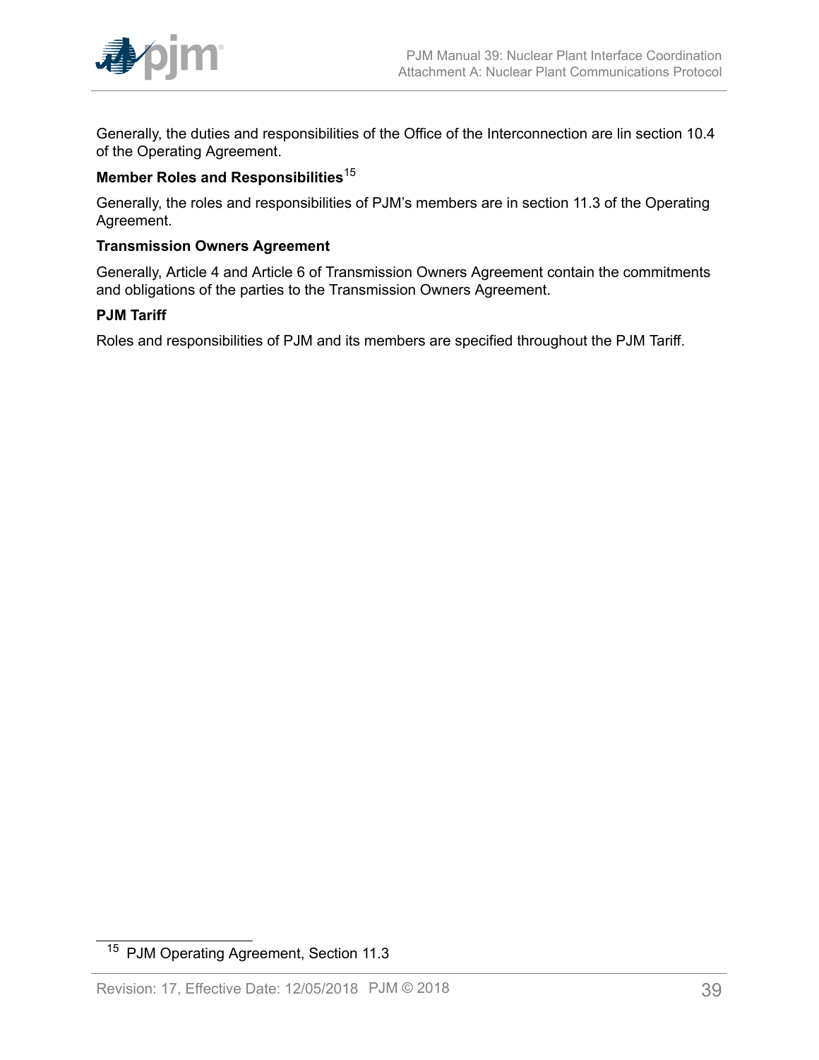Generally, the duties and responsibilities of the Office of the Interconnection are lin section 10.4 of the Operating Agreement.

**Member Roles and Responsibilities**[15]

Generally, the roles and responsibilities of PJM's members are in section 11.3 of the Operating Agreement.

**Transmission Owners Agreement**

Generally, Article 4 and Article 6 of Transmission Owners Agreement contain the commitments and obligations of the parties to the Transmission Owners Agreement.

**PJM Tariff**

Roles and responsibilities of PJM and its members are specified throughout the PJM Tariff.

---

[15] PJM Operating Agreement, Section 11.3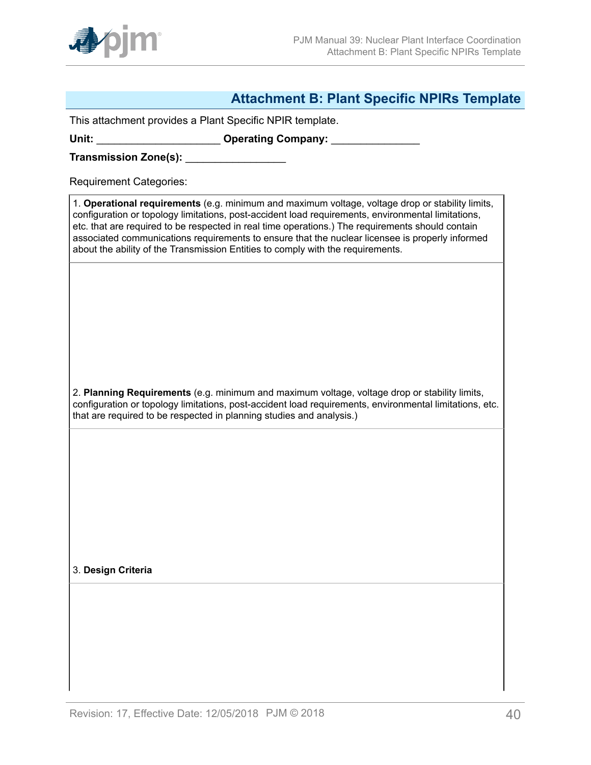## Attachment B: Plant Specific NPIRs Template

This attachment provides a Plant Specific NPIR template.

**Unit:** ____________________ **Operating Company:** ______________

**Transmission Zone(s):** ________________

Requirement Categories:

| 1. **Operational requirements** (e.g. minimum and maximum voltage, voltage drop or stability limits, configuration or topology limitations, post-accident load requirements, environmental limitations, etc. that are required to be respected in real time operations.) The requirements should contain associated communications requirements to ensure that the nuclear licensee is properly informed about the ability of the Transmission Entities to comply with the requirements. |
|---|
| |
| 2. **Planning Requirements** (e.g. minimum and maximum voltage, voltage drop or stability limits, configuration or topology limitations, post-accident load requirements, environmental limitations, etc. that are required to be respected in planning studies and analysis.) |
| |
| 3. **Design Criteria** |
| |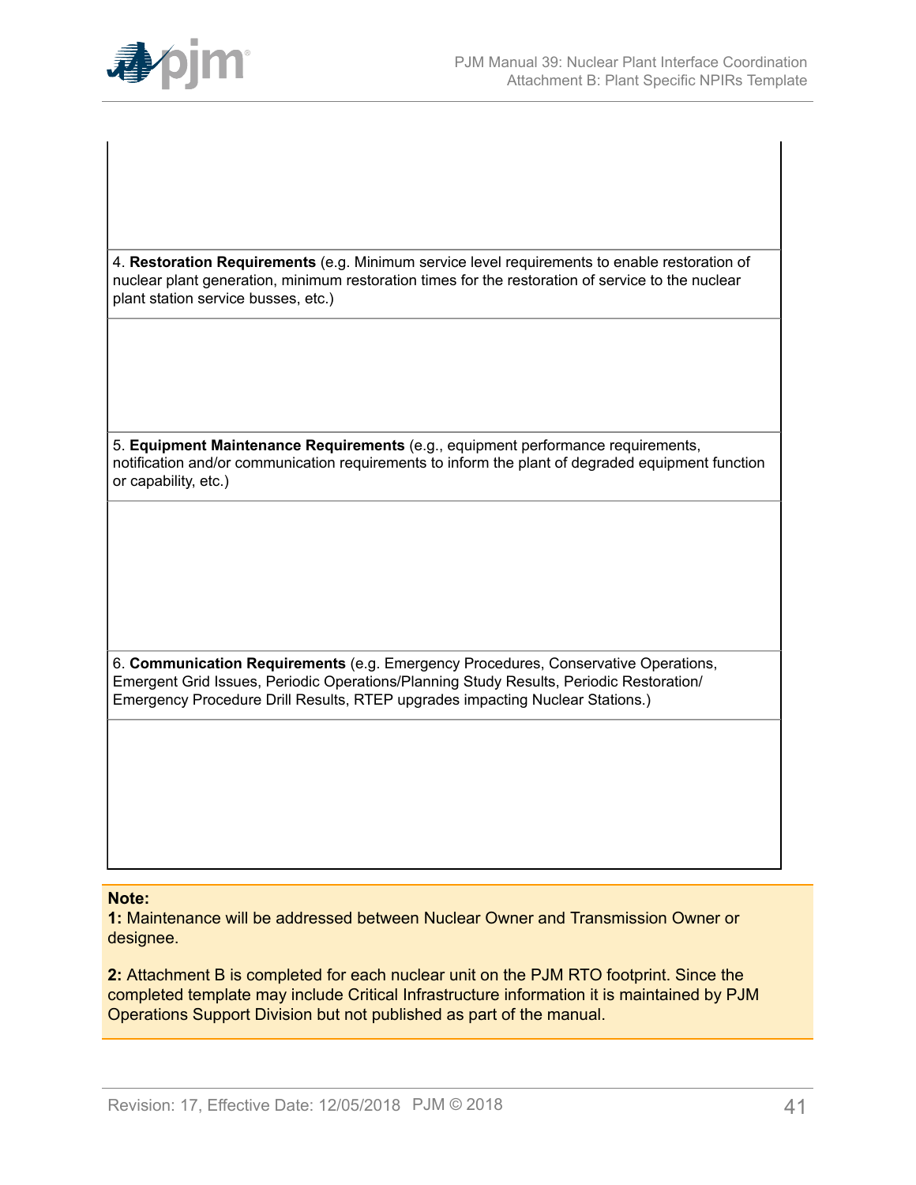| |
|---|
| |
| 4. **Restoration Requirements** (e.g. Minimum service level requirements to enable restoration of nuclear plant generation, minimum restoration times for the restoration of service to the nuclear plant station service busses, etc.) |
| |
| 5. **Equipment Maintenance Requirements** (e.g., equipment performance requirements, notification and/or communication requirements to inform the plant of degraded equipment function or capability, etc.) |
| |
| 6. **Communication Requirements** (e.g. Emergency Procedures, Conservative Operations, Emergent Grid Issues, Periodic Operations/Planning Study Results, Periodic Restoration/ Emergency Procedure Drill Results, RTEP upgrades impacting Nuclear Stations.) |
| |

**Note:**

**1:** Maintenance will be addressed between Nuclear Owner and Transmission Owner or designee.

**2:** Attachment B is completed for each nuclear unit on the PJM RTO footprint. Since the completed template may include Critical Infrastructure information it is maintained by PJM Operations Support Division but not published as part of the manual.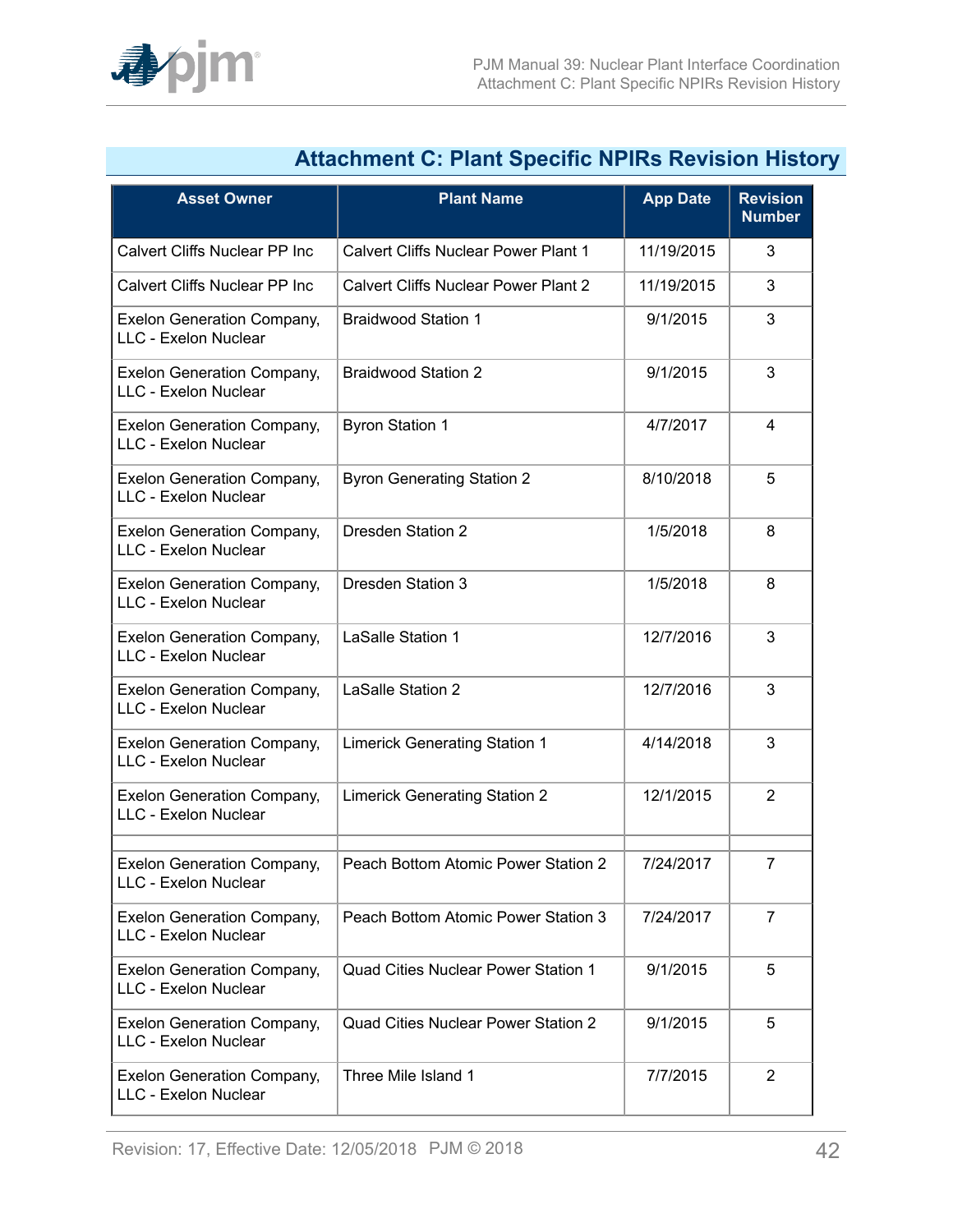## Attachment C: Plant Specific NPIRs Revision History

| Asset Owner | Plant Name | App Date | Revision Number |
|---|---|---|---|
| Calvert Cliffs Nuclear PP Inc | Calvert Cliffs Nuclear Power Plant 1 | 11/19/2015 | 3 |
| Calvert Cliffs Nuclear PP Inc | Calvert Cliffs Nuclear Power Plant 2 | 11/19/2015 | 3 |
| Exelon Generation Company, LLC - Exelon Nuclear | Braidwood Station 1 | 9/1/2015 | 3 |
| Exelon Generation Company, LLC - Exelon Nuclear | Braidwood Station 2 | 9/1/2015 | 3 |
| Exelon Generation Company, LLC - Exelon Nuclear | Byron Station 1 | 4/7/2017 | 4 |
| Exelon Generation Company, LLC - Exelon Nuclear | Byron Generating Station 2 | 8/10/2018 | 5 |
| Exelon Generation Company, LLC - Exelon Nuclear | Dresden Station 2 | 1/5/2018 | 8 |
| Exelon Generation Company, LLC - Exelon Nuclear | Dresden Station 3 | 1/5/2018 | 8 |
| Exelon Generation Company, LLC - Exelon Nuclear | LaSalle Station 1 | 12/7/2016 | 3 |
| Exelon Generation Company, LLC - Exelon Nuclear | LaSalle Station 2 | 12/7/2016 | 3 |
| Exelon Generation Company, LLC - Exelon Nuclear | Limerick Generating Station 1 | 4/14/2018 | 3 |
| Exelon Generation Company, LLC - Exelon Nuclear | Limerick Generating Station 2 | 12/1/2015 | 2 |
| | | | |
| Exelon Generation Company, LLC - Exelon Nuclear | Peach Bottom Atomic Power Station 2 | 7/24/2017 | 7 |
| Exelon Generation Company, LLC - Exelon Nuclear | Peach Bottom Atomic Power Station 3 | 7/24/2017 | 7 |
| Exelon Generation Company, LLC - Exelon Nuclear | Quad Cities Nuclear Power Station 1 | 9/1/2015 | 5 |
| Exelon Generation Company, LLC - Exelon Nuclear | Quad Cities Nuclear Power Station 2 | 9/1/2015 | 5 |
| Exelon Generation Company, LLC - Exelon Nuclear | Three Mile Island 1 | 7/7/2015 | 2 |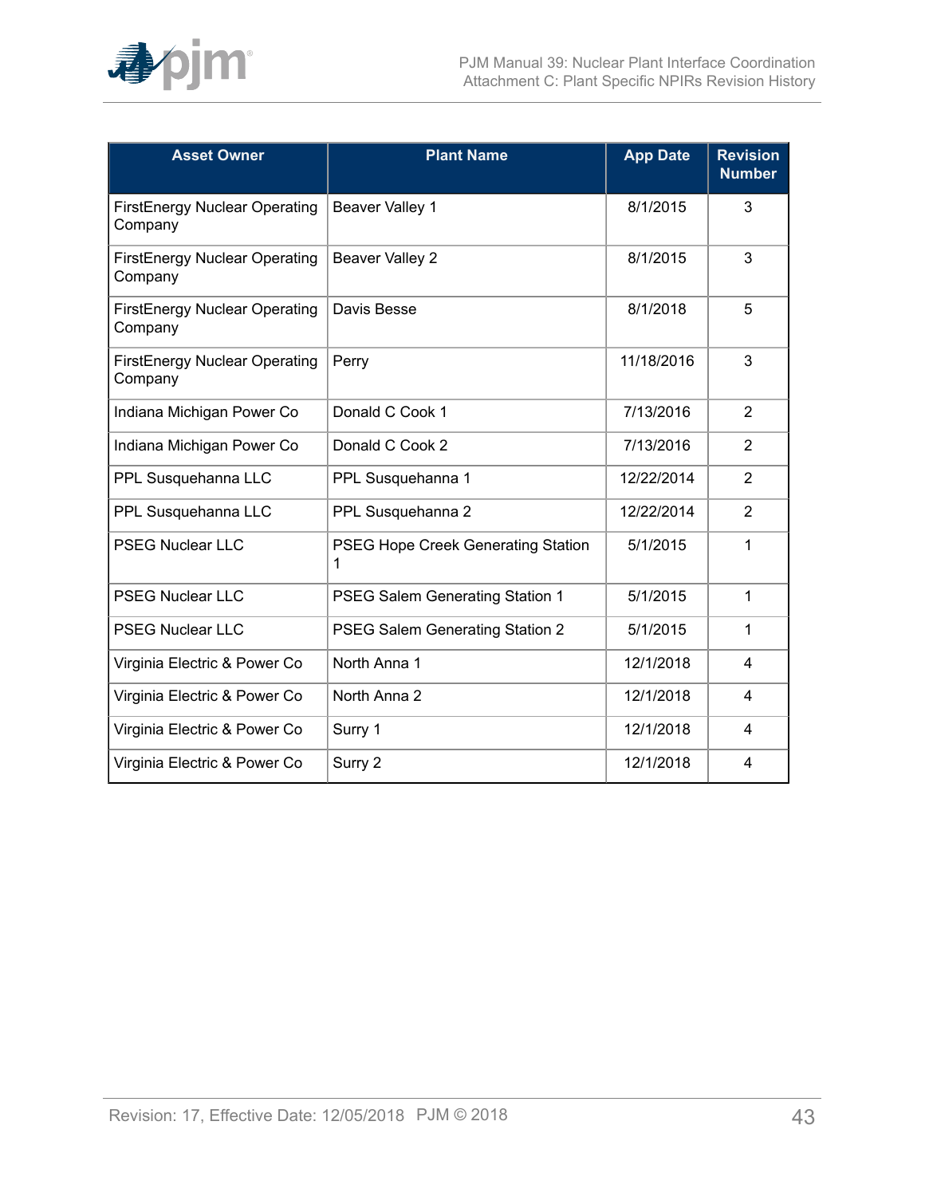| Asset Owner | Plant Name | App Date | Revision Number |
|---|---|---|---|
| FirstEnergy Nuclear Operating Company | Beaver Valley 1 | 8/1/2015 | 3 |
| FirstEnergy Nuclear Operating Company | Beaver Valley 2 | 8/1/2015 | 3 |
| FirstEnergy Nuclear Operating Company | Davis Besse | 8/1/2018 | 5 |
| FirstEnergy Nuclear Operating Company | Perry | 11/18/2016 | 3 |
| Indiana Michigan Power Co | Donald C Cook 1 | 7/13/2016 | 2 |
| Indiana Michigan Power Co | Donald C Cook 2 | 7/13/2016 | 2 |
| PPL Susquehanna LLC | PPL Susquehanna 1 | 12/22/2014 | 2 |
| PPL Susquehanna LLC | PPL Susquehanna 2 | 12/22/2014 | 2 |
| PSEG Nuclear LLC | PSEG Hope Creek Generating Station 1 | 5/1/2015 | 1 |
| PSEG Nuclear LLC | PSEG Salem Generating Station 1 | 5/1/2015 | 1 |
| PSEG Nuclear LLC | PSEG Salem Generating Station 2 | 5/1/2015 | 1 |
| Virginia Electric & Power Co | North Anna 1 | 12/1/2018 | 4 |
| Virginia Electric & Power Co | North Anna 2 | 12/1/2018 | 4 |
| Virginia Electric & Power Co | Surry 1 | 12/1/2018 | 4 |
| Virginia Electric & Power Co | Surry 2 | 12/1/2018 | 4 |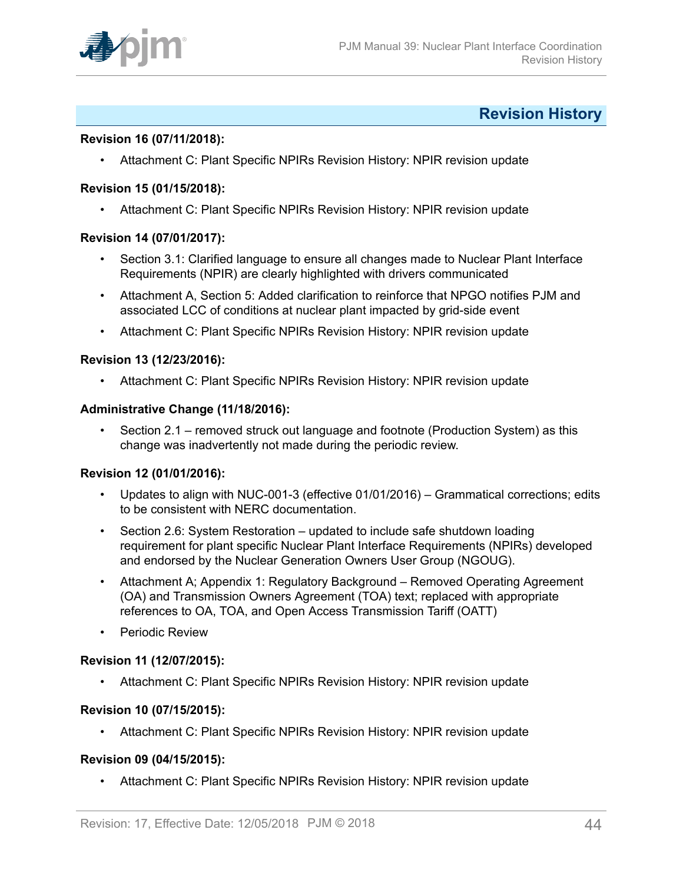# Revision History

**Revision 16 (07/11/2018):**

- Attachment C: Plant Specific NPIRs Revision History: NPIR revision update

**Revision 15 (01/15/2018):**

- Attachment C: Plant Specific NPIRs Revision History: NPIR revision update

**Revision 14 (07/01/2017):**

- Section 3.1: Clarified language to ensure all changes made to Nuclear Plant Interface Requirements (NPIR) are clearly highlighted with drivers communicated
- Attachment A, Section 5: Added clarification to reinforce that NPGO notifies PJM and associated LCC of conditions at nuclear plant impacted by grid-side event
- Attachment C: Plant Specific NPIRs Revision History: NPIR revision update

**Revision 13 (12/23/2016):**

- Attachment C: Plant Specific NPIRs Revision History: NPIR revision update

**Administrative Change (11/18/2016):**

- Section 2.1 – removed struck out language and footnote (Production System) as this change was inadvertently not made during the periodic review.

**Revision 12 (01/01/2016):**

- Updates to align with NUC-001-3 (effective 01/01/2016) – Grammatical corrections; edits to be consistent with NERC documentation.
- Section 2.6: System Restoration – updated to include safe shutdown loading requirement for plant specific Nuclear Plant Interface Requirements (NPIRs) developed and endorsed by the Nuclear Generation Owners User Group (NGOUG).
- Attachment A; Appendix 1: Regulatory Background – Removed Operating Agreement (OA) and Transmission Owners Agreement (TOA) text; replaced with appropriate references to OA, TOA, and Open Access Transmission Tariff (OATT)
- Periodic Review

**Revision 11 (12/07/2015):**

- Attachment C: Plant Specific NPIRs Revision History: NPIR revision update

**Revision 10 (07/15/2015):**

- Attachment C: Plant Specific NPIRs Revision History: NPIR revision update

**Revision 09 (04/15/2015):**

- Attachment C: Plant Specific NPIRs Revision History: NPIR revision update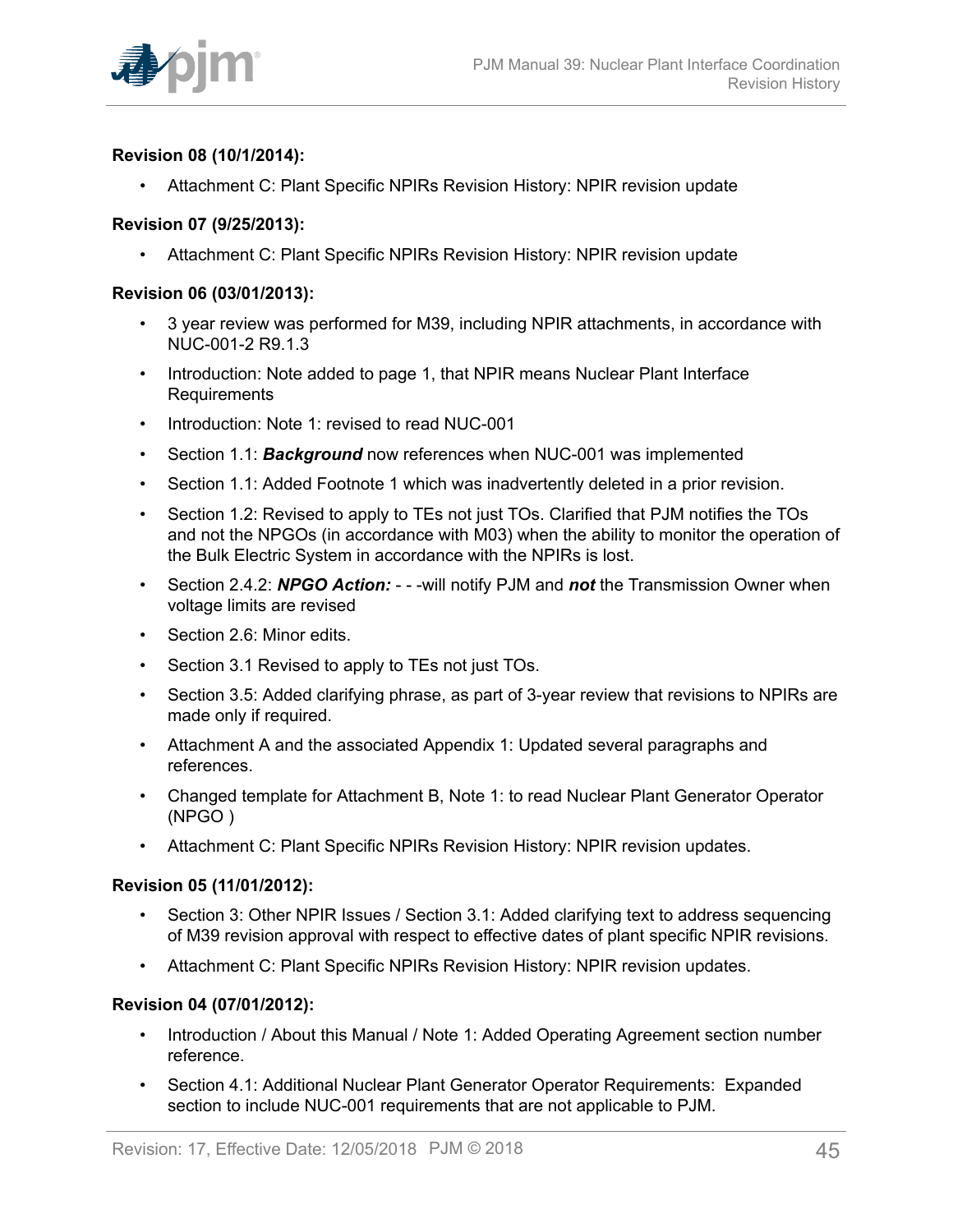**Revision 08 (10/1/2014):**

- Attachment C: Plant Specific NPIRs Revision History: NPIR revision update

**Revision 07 (9/25/2013):**

- Attachment C: Plant Specific NPIRs Revision History: NPIR revision update

**Revision 06 (03/01/2013):**

- 3 year review was performed for M39, including NPIR attachments, in accordance with NUC-001-2 R9.1.3
- Introduction: Note added to page 1, that NPIR means Nuclear Plant Interface Requirements
- Introduction: Note 1: revised to read NUC-001
- Section 1.1: ***Background*** now references when NUC-001 was implemented
- Section 1.1: Added Footnote 1 which was inadvertently deleted in a prior revision.
- Section 1.2: Revised to apply to TEs not just TOs. Clarified that PJM notifies the TOs and not the NPGOs (in accordance with M03) when the ability to monitor the operation of the Bulk Electric System in accordance with the NPIRs is lost.
- Section 2.4.2: ***NPGO Action:*** - - -will notify PJM and ***not*** the Transmission Owner when voltage limits are revised
- Section 2.6: Minor edits.
- Section 3.1 Revised to apply to TEs not just TOs.
- Section 3.5: Added clarifying phrase, as part of 3-year review that revisions to NPIRs are made only if required.
- Attachment A and the associated Appendix 1: Updated several paragraphs and references.
- Changed template for Attachment B, Note 1: to read Nuclear Plant Generator Operator (NPGO )
- Attachment C: Plant Specific NPIRs Revision History: NPIR revision updates.

**Revision 05 (11/01/2012):**

- Section 3: Other NPIR Issues / Section 3.1: Added clarifying text to address sequencing of M39 revision approval with respect to effective dates of plant specific NPIR revisions.
- Attachment C: Plant Specific NPIRs Revision History: NPIR revision updates.

**Revision 04 (07/01/2012):**

- Introduction / About this Manual / Note 1: Added Operating Agreement section number reference.
- Section 4.1: Additional Nuclear Plant Generator Operator Requirements: Expanded section to include NUC-001 requirements that are not applicable to PJM.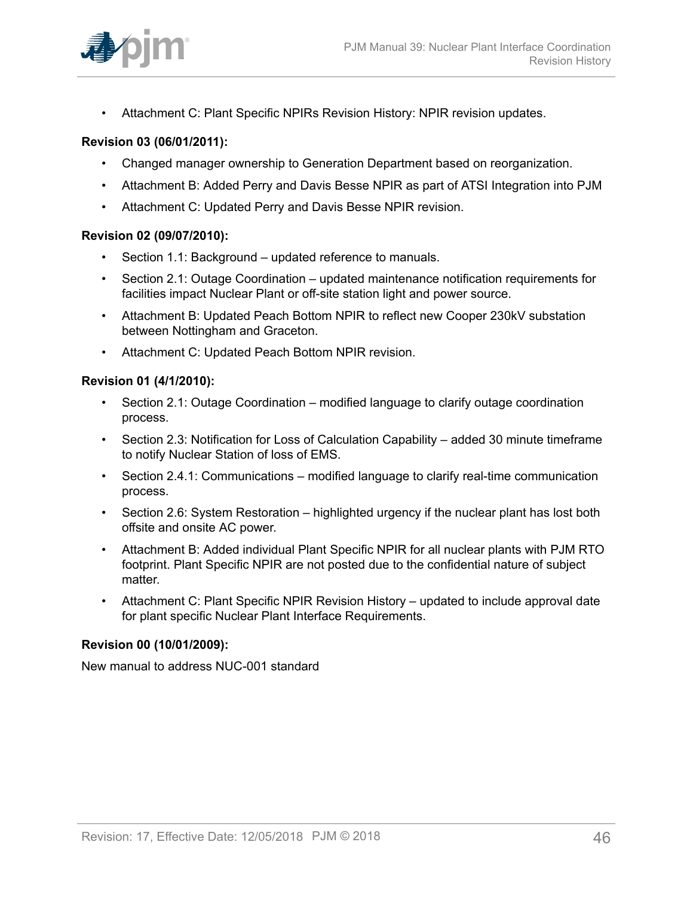- Attachment C: Plant Specific NPIRs Revision History: NPIR revision updates.

**Revision 03 (06/01/2011):**

- Changed manager ownership to Generation Department based on reorganization.
- Attachment B: Added Perry and Davis Besse NPIR as part of ATSI Integration into PJM
- Attachment C: Updated Perry and Davis Besse NPIR revision.

**Revision 02 (09/07/2010):**

- Section 1.1: Background – updated reference to manuals.
- Section 2.1: Outage Coordination – updated maintenance notification requirements for facilities impact Nuclear Plant or off-site station light and power source.
- Attachment B: Updated Peach Bottom NPIR to reflect new Cooper 230kV substation between Nottingham and Graceton.
- Attachment C: Updated Peach Bottom NPIR revision.

**Revision 01 (4/1/2010):**

- Section 2.1: Outage Coordination – modified language to clarify outage coordination process.
- Section 2.3: Notification for Loss of Calculation Capability – added 30 minute timeframe to notify Nuclear Station of loss of EMS.
- Section 2.4.1: Communications – modified language to clarify real-time communication process.
- Section 2.6: System Restoration – highlighted urgency if the nuclear plant has lost both offsite and onsite AC power.
- Attachment B: Added individual Plant Specific NPIR for all nuclear plants with PJM RTO footprint. Plant Specific NPIR are not posted due to the confidential nature of subject matter.
- Attachment C: Plant Specific NPIR Revision History – updated to include approval date for plant specific Nuclear Plant Interface Requirements.

**Revision 00 (10/01/2009):**

New manual to address NUC-001 standard